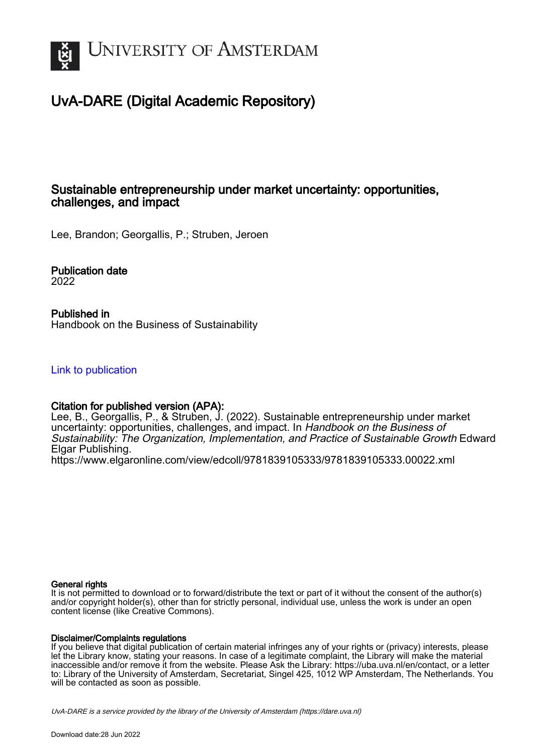# UNIVERSITY OF AMSTERDAM

## UvA-DARE (Digital Academic Repository)

### Sustainable entrepreneurship under market uncertainty: opportunities, challenges, and impact

Lee, Brandon; Georgallis, P.; Struben, Jeroen

**Publication date**
2022

**Published in**
Handbook on the Business of Sustainability

[Link to publication](https://dare.uva.nl)

**Citation for published version (APA):**
Lee, B., Georgallis, P., & Struben, J. (2022). Sustainable entrepreneurship under market uncertainty: opportunities, challenges, and impact. In *Handbook on the Business of Sustainability: The Organization, Implementation, and Practice of Sustainable Growth* Edward Elgar Publishing.
https://www.elgaronline.com/view/edcoll/9781839105333/9781839105333.00022.xml

**General rights**
It is not permitted to download or to forward/distribute the text or part of it without the consent of the author(s) and/or copyright holder(s), other than for strictly personal, individual use, unless the work is under an open content license (like Creative Commons).

**Disclaimer/Complaints regulations**
If you believe that digital publication of certain material infringes any of your rights or (privacy) interests, please let the Library know, stating your reasons. In case of a legitimate complaint, the Library will make the material inaccessible and/or remove it from the website. Please Ask the Library: https://uba.uva.nl/en/contact, or a letter to: Library of the University of Amsterdam, Secretariat, Singel 425, 1012 WP Amsterdam, The Netherlands. You will be contacted as soon as possible.

UvA-DARE is a service provided by the library of the University of Amsterdam (https://dare.uva.nl)

Download date:28 Jun 2022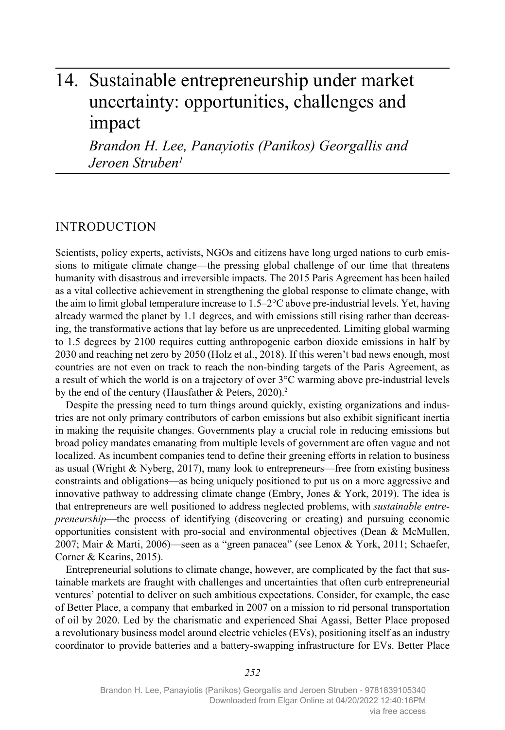# 14. Sustainable entrepreneurship under market uncertainty: opportunities, challenges and impact

*Brandon H. Lee, Panayiotis (Panikos) Georgallis and Jeroen Struben*[1]

## INTRODUCTION

Scientists, policy experts, activists, NGOs and citizens have long urged nations to curb emissions to mitigate climate change—the pressing global challenge of our time that threatens humanity with disastrous and irreversible impacts. The 2015 Paris Agreement has been hailed as a vital collective achievement in strengthening the global response to climate change, with the aim to limit global temperature increase to 1.5–2°C above pre-industrial levels. Yet, having already warmed the planet by 1.1 degrees, and with emissions still rising rather than decreasing, the transformative actions that lay before us are unprecedented. Limiting global warming to 1.5 degrees by 2100 requires cutting anthropogenic carbon dioxide emissions in half by 2030 and reaching net zero by 2050 (Holz et al., 2018). If this weren't bad news enough, most countries are not even on track to reach the non-binding targets of the Paris Agreement, as a result of which the world is on a trajectory of over 3°C warming above pre-industrial levels by the end of the century (Hausfather & Peters, 2020).[2]

Despite the pressing need to turn things around quickly, existing organizations and industries are not only primary contributors of carbon emissions but also exhibit significant inertia in making the requisite changes. Governments play a crucial role in reducing emissions but broad policy mandates emanating from multiple levels of government are often vague and not localized. As incumbent companies tend to define their greening efforts in relation to business as usual (Wright & Nyberg, 2017), many look to entrepreneurs—free from existing business constraints and obligations—as being uniquely positioned to put us on a more aggressive and innovative pathway to addressing climate change (Embry, Jones & York, 2019). The idea is that entrepreneurs are well positioned to address neglected problems, with *sustainable entrepreneurship*—the process of identifying (discovering or creating) and pursuing economic opportunities consistent with pro-social and environmental objectives (Dean & McMullen, 2007; Mair & Marti, 2006)—seen as a "green panacea" (see Lenox & York, 2011; Schaefer, Corner & Kearins, 2015).

Entrepreneurial solutions to climate change, however, are complicated by the fact that sustainable markets are fraught with challenges and uncertainties that often curb entrepreneurial ventures' potential to deliver on such ambitious expectations. Consider, for example, the case of Better Place, a company that embarked in 2007 on a mission to rid personal transportation of oil by 2020. Led by the charismatic and experienced Shai Agassi, Better Place proposed a revolutionary business model around electric vehicles (EVs), positioning itself as an industry coordinator to provide batteries and a battery-swapping infrastructure for EVs. Better Place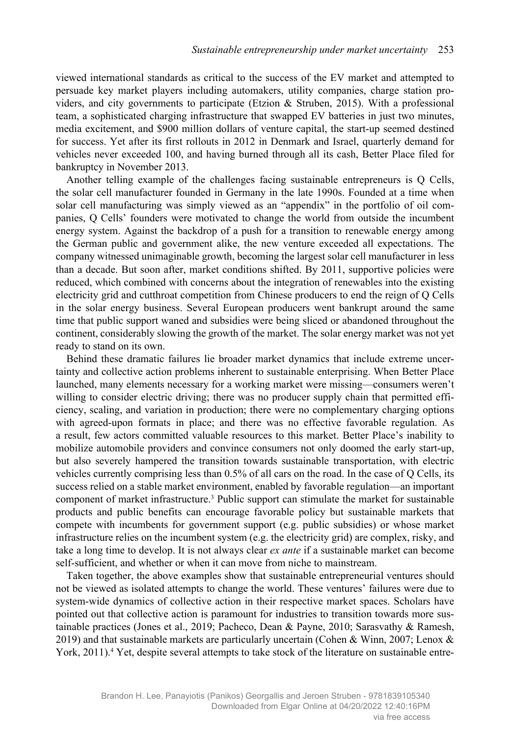viewed international standards as critical to the success of the EV market and attempted to persuade key market players including automakers, utility companies, charge station providers, and city governments to participate (Etzion & Struben, 2015). With a professional team, a sophisticated charging infrastructure that swapped EV batteries in just two minutes, media excitement, and $900 million dollars of venture capital, the start-up seemed destined for success. Yet after its first rollouts in 2012 in Denmark and Israel, quarterly demand for vehicles never exceeded 100, and having burned through all its cash, Better Place filed for bankruptcy in November 2013.

Another telling example of the challenges facing sustainable entrepreneurs is Q Cells, the solar cell manufacturer founded in Germany in the late 1990s. Founded at a time when solar cell manufacturing was simply viewed as an "appendix" in the portfolio of oil companies, Q Cells' founders were motivated to change the world from outside the incumbent energy system. Against the backdrop of a push for a transition to renewable energy among the German public and government alike, the new venture exceeded all expectations. The company witnessed unimaginable growth, becoming the largest solar cell manufacturer in less than a decade. But soon after, market conditions shifted. By 2011, supportive policies were reduced, which combined with concerns about the integration of renewables into the existing electricity grid and cutthroat competition from Chinese producers to end the reign of Q Cells in the solar energy business. Several European producers went bankrupt around the same time that public support waned and subsidies were being sliced or abandoned throughout the continent, considerably slowing the growth of the market. The solar energy market was not yet ready to stand on its own.

Behind these dramatic failures lie broader market dynamics that include extreme uncertainty and collective action problems inherent to sustainable enterprising. When Better Place launched, many elements necessary for a working market were missing—consumers weren't willing to consider electric driving; there was no producer supply chain that permitted efficiency, scaling, and variation in production; there were no complementary charging options with agreed-upon formats in place; and there was no effective favorable regulation. As a result, few actors committed valuable resources to this market. Better Place's inability to mobilize automobile providers and convince consumers not only doomed the early start-up, but also severely hampered the transition towards sustainable transportation, with electric vehicles currently comprising less than 0.5% of all cars on the road. In the case of Q Cells, its success relied on a stable market environment, enabled by favorable regulation—an important component of market infrastructure.[3] Public support can stimulate the market for sustainable products and public benefits can encourage favorable policy but sustainable markets that compete with incumbents for government support (e.g. public subsidies) or whose market infrastructure relies on the incumbent system (e.g. the electricity grid) are complex, risky, and take a long time to develop. It is not always clear *ex ante* if a sustainable market can become self-sufficient, and whether or when it can move from niche to mainstream.

Taken together, the above examples show that sustainable entrepreneurial ventures should not be viewed as isolated attempts to change the world. These ventures' failures were due to system-wide dynamics of collective action in their respective market spaces. Scholars have pointed out that collective action is paramount for industries to transition towards more sustainable practices (Jones et al., 2019; Pacheco, Dean & Payne, 2010; Sarasvathy & Ramesh, 2019) and that sustainable markets are particularly uncertain (Cohen & Winn, 2007; Lenox & York, 2011).[4] Yet, despite several attempts to take stock of the literature on sustainable entre-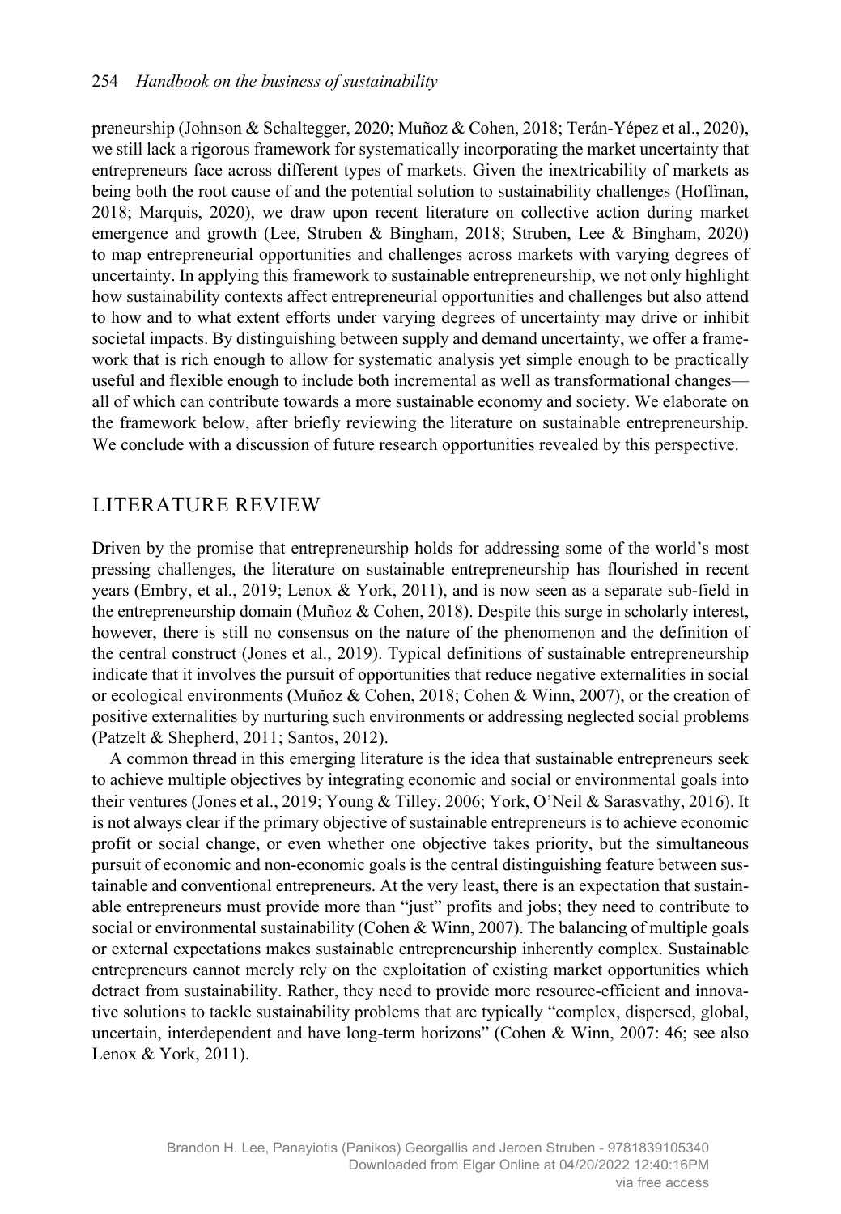preneurship (Johnson & Schaltegger, 2020; Muñoz & Cohen, 2018; Terán-Yépez et al., 2020), we still lack a rigorous framework for systematically incorporating the market uncertainty that entrepreneurs face across different types of markets. Given the inextricability of markets as being both the root cause of and the potential solution to sustainability challenges (Hoffman, 2018; Marquis, 2020), we draw upon recent literature on collective action during market emergence and growth (Lee, Struben & Bingham, 2018; Struben, Lee & Bingham, 2020) to map entrepreneurial opportunities and challenges across markets with varying degrees of uncertainty. In applying this framework to sustainable entrepreneurship, we not only highlight how sustainability contexts affect entrepreneurial opportunities and challenges but also attend to how and to what extent efforts under varying degrees of uncertainty may drive or inhibit societal impacts. By distinguishing between supply and demand uncertainty, we offer a framework that is rich enough to allow for systematic analysis yet simple enough to be practically useful and flexible enough to include both incremental as well as transformational changes—all of which can contribute towards a more sustainable economy and society. We elaborate on the framework below, after briefly reviewing the literature on sustainable entrepreneurship. We conclude with a discussion of future research opportunities revealed by this perspective.

## LITERATURE REVIEW

Driven by the promise that entrepreneurship holds for addressing some of the world's most pressing challenges, the literature on sustainable entrepreneurship has flourished in recent years (Embry, et al., 2019; Lenox & York, 2011), and is now seen as a separate sub-field in the entrepreneurship domain (Muñoz & Cohen, 2018). Despite this surge in scholarly interest, however, there is still no consensus on the nature of the phenomenon and the definition of the central construct (Jones et al., 2019). Typical definitions of sustainable entrepreneurship indicate that it involves the pursuit of opportunities that reduce negative externalities in social or ecological environments (Muñoz & Cohen, 2018; Cohen & Winn, 2007), or the creation of positive externalities by nurturing such environments or addressing neglected social problems (Patzelt & Shepherd, 2011; Santos, 2012).

A common thread in this emerging literature is the idea that sustainable entrepreneurs seek to achieve multiple objectives by integrating economic and social or environmental goals into their ventures (Jones et al., 2019; Young & Tilley, 2006; York, O'Neil & Sarasvathy, 2016). It is not always clear if the primary objective of sustainable entrepreneurs is to achieve economic profit or social change, or even whether one objective takes priority, but the simultaneous pursuit of economic and non-economic goals is the central distinguishing feature between sustainable and conventional entrepreneurs. At the very least, there is an expectation that sustainable entrepreneurs must provide more than "just" profits and jobs; they need to contribute to social or environmental sustainability (Cohen & Winn, 2007). The balancing of multiple goals or external expectations makes sustainable entrepreneurship inherently complex. Sustainable entrepreneurs cannot merely rely on the exploitation of existing market opportunities which detract from sustainability. Rather, they need to provide more resource-efficient and innovative solutions to tackle sustainability problems that are typically "complex, dispersed, global, uncertain, interdependent and have long-term horizons" (Cohen & Winn, 2007: 46; see also Lenox & York, 2011).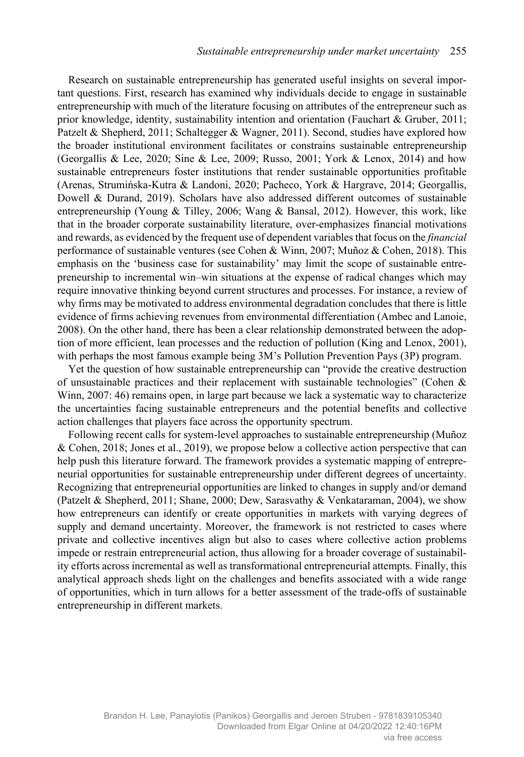Research on sustainable entrepreneurship has generated useful insights on several important questions. First, research has examined why individuals decide to engage in sustainable entrepreneurship with much of the literature focusing on attributes of the entrepreneur such as prior knowledge, identity, sustainability intention and orientation (Fauchart & Gruber, 2011; Patzelt & Shepherd, 2011; Schaltegger & Wagner, 2011). Second, studies have explored how the broader institutional environment facilitates or constrains sustainable entrepreneurship (Georgallis & Lee, 2020; Sine & Lee, 2009; Russo, 2001; York & Lenox, 2014) and how sustainable entrepreneurs foster institutions that render sustainable opportunities profitable (Arenas, Strumińska-Kutra & Landoni, 2020; Pacheco, York & Hargrave, 2014; Georgallis, Dowell & Durand, 2019). Scholars have also addressed different outcomes of sustainable entrepreneurship (Young & Tilley, 2006; Wang & Bansal, 2012). However, this work, like that in the broader corporate sustainability literature, over-emphasizes financial motivations and rewards, as evidenced by the frequent use of dependent variables that focus on the *financial* performance of sustainable ventures (see Cohen & Winn, 2007; Muñoz & Cohen, 2018). This emphasis on the 'business case for sustainability' may limit the scope of sustainable entrepreneurship to incremental win–win situations at the expense of radical changes which may require innovative thinking beyond current structures and processes. For instance, a review of why firms may be motivated to address environmental degradation concludes that there is little evidence of firms achieving revenues from environmental differentiation (Ambec and Lanoie, 2008). On the other hand, there has been a clear relationship demonstrated between the adoption of more efficient, lean processes and the reduction of pollution (King and Lenox, 2001), with perhaps the most famous example being 3M's Pollution Prevention Pays (3P) program.

Yet the question of how sustainable entrepreneurship can "provide the creative destruction of unsustainable practices and their replacement with sustainable technologies" (Cohen & Winn, 2007: 46) remains open, in large part because we lack a systematic way to characterize the uncertainties facing sustainable entrepreneurs and the potential benefits and collective action challenges that players face across the opportunity spectrum.

Following recent calls for system-level approaches to sustainable entrepreneurship (Muñoz & Cohen, 2018; Jones et al., 2019), we propose below a collective action perspective that can help push this literature forward. The framework provides a systematic mapping of entrepreneurial opportunities for sustainable entrepreneurship under different degrees of uncertainty. Recognizing that entrepreneurial opportunities are linked to changes in supply and/or demand (Patzelt & Shepherd, 2011; Shane, 2000; Dew, Sarasvathy & Venkataraman, 2004), we show how entrepreneurs can identify or create opportunities in markets with varying degrees of supply and demand uncertainty. Moreover, the framework is not restricted to cases where private and collective incentives align but also to cases where collective action problems impede or restrain entrepreneurial action, thus allowing for a broader coverage of sustainability efforts across incremental as well as transformational entrepreneurial attempts. Finally, this analytical approach sheds light on the challenges and benefits associated with a wide range of opportunities, which in turn allows for a better assessment of the trade-offs of sustainable entrepreneurship in different markets.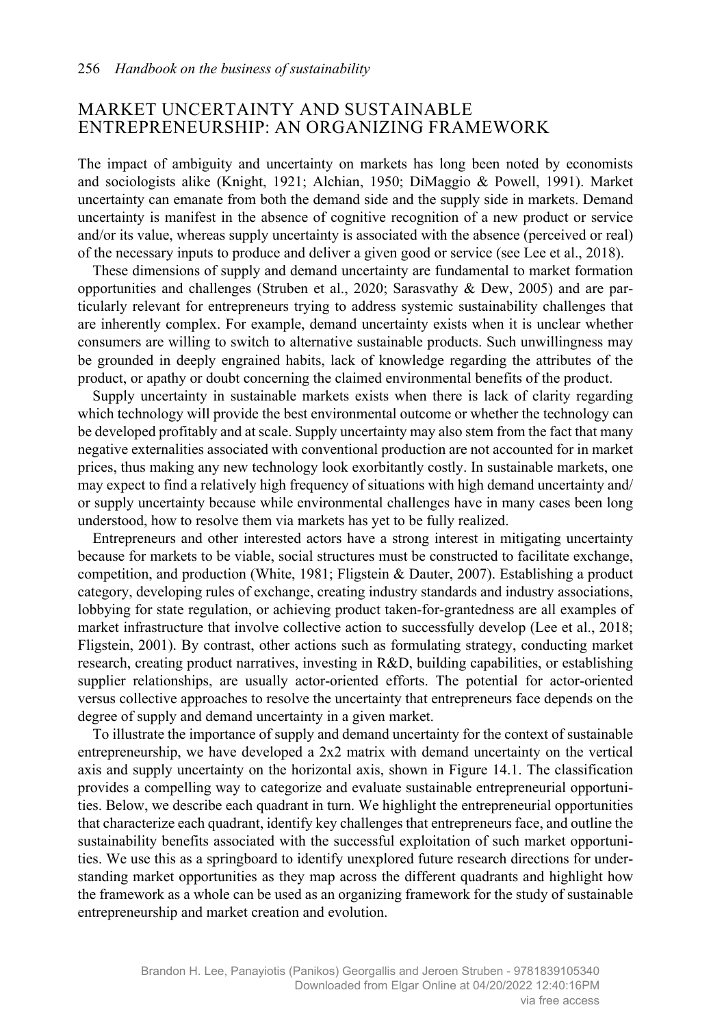## MARKET UNCERTAINTY AND SUSTAINABLE ENTREPRENEURSHIP: AN ORGANIZING FRAMEWORK

The impact of ambiguity and uncertainty on markets has long been noted by economists and sociologists alike (Knight, 1921; Alchian, 1950; DiMaggio & Powell, 1991). Market uncertainty can emanate from both the demand side and the supply side in markets. Demand uncertainty is manifest in the absence of cognitive recognition of a new product or service and/or its value, whereas supply uncertainty is associated with the absence (perceived or real) of the necessary inputs to produce and deliver a given good or service (see Lee et al., 2018).

These dimensions of supply and demand uncertainty are fundamental to market formation opportunities and challenges (Struben et al., 2020; Sarasvathy & Dew, 2005) and are particularly relevant for entrepreneurs trying to address systemic sustainability challenges that are inherently complex. For example, demand uncertainty exists when it is unclear whether consumers are willing to switch to alternative sustainable products. Such unwillingness may be grounded in deeply engrained habits, lack of knowledge regarding the attributes of the product, or apathy or doubt concerning the claimed environmental benefits of the product.

Supply uncertainty in sustainable markets exists when there is lack of clarity regarding which technology will provide the best environmental outcome or whether the technology can be developed profitably and at scale. Supply uncertainty may also stem from the fact that many negative externalities associated with conventional production are not accounted for in market prices, thus making any new technology look exorbitantly costly. In sustainable markets, one may expect to find a relatively high frequency of situations with high demand uncertainty and/or supply uncertainty because while environmental challenges have in many cases been long understood, how to resolve them via markets has yet to be fully realized.

Entrepreneurs and other interested actors have a strong interest in mitigating uncertainty because for markets to be viable, social structures must be constructed to facilitate exchange, competition, and production (White, 1981; Fligstein & Dauter, 2007). Establishing a product category, developing rules of exchange, creating industry standards and industry associations, lobbying for state regulation, or achieving product taken-for-grantedness are all examples of market infrastructure that involve collective action to successfully develop (Lee et al., 2018; Fligstein, 2001). By contrast, other actions such as formulating strategy, conducting market research, creating product narratives, investing in R&D, building capabilities, or establishing supplier relationships, are usually actor-oriented efforts. The potential for actor-oriented versus collective approaches to resolve the uncertainty that entrepreneurs face depends on the degree of supply and demand uncertainty in a given market.

To illustrate the importance of supply and demand uncertainty for the context of sustainable entrepreneurship, we have developed a 2x2 matrix with demand uncertainty on the vertical axis and supply uncertainty on the horizontal axis, shown in Figure 14.1. The classification provides a compelling way to categorize and evaluate sustainable entrepreneurial opportunities. Below, we describe each quadrant in turn. We highlight the entrepreneurial opportunities that characterize each quadrant, identify key challenges that entrepreneurs face, and outline the sustainability benefits associated with the successful exploitation of such market opportunities. We use this as a springboard to identify unexplored future research directions for understanding market opportunities as they map across the different quadrants and highlight how the framework as a whole can be used as an organizing framework for the study of sustainable entrepreneurship and market creation and evolution.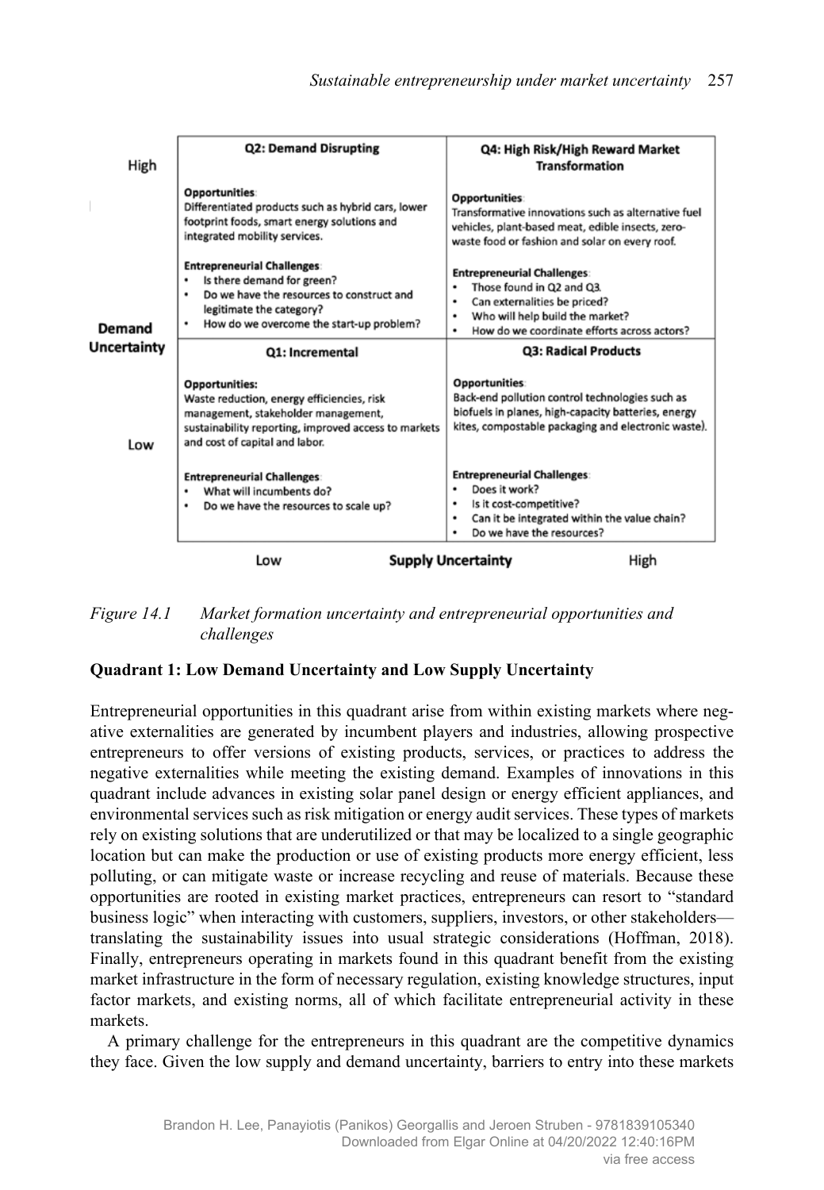|  | Low Supply Uncertainty | High Supply Uncertainty |
|---|---|---|
| **High Demand Uncertainty** | **Q2: Demand Disrupting**<br><br>**Opportunities**: Differentiated products such as hybrid cars, lower footprint foods, smart energy solutions and integrated mobility services.<br><br>**Entrepreneurial Challenges**:<br>• Is there demand for green?<br>• Do we have the resources to construct and legitimate the category?<br>• How do we overcome the start-up problem? | **Q4: High Risk/High Reward Market Transformation**<br><br>**Opportunities**: Transformative innovations such as alternative fuel vehicles, plant-based meat, edible insects, zero-waste food or fashion and solar on every roof.<br><br>**Entrepreneurial Challenges**:<br>• Those found in Q2 and Q3.<br>• Can externalities be priced?<br>• Who will help build the market?<br>• How do we coordinate efforts across actors? |
| **Low Demand Uncertainty** | **Q1: Incremental**<br><br>**Opportunities:** Waste reduction, energy efficiencies, risk management, stakeholder management, sustainability reporting, improved access to markets and cost of capital and labor.<br><br>**Entrepreneurial Challenges**:<br>• What will incumbents do?<br>• Do we have the resources to scale up? | **Q3: Radical Products**<br><br>**Opportunities**: Back-end pollution control technologies such as biofuels in planes, high-capacity batteries, energy kites, compostable packaging and electronic waste).<br><br>**Entrepreneurial Challenges**:<br>• Does it work?<br>• Is it cost-competitive?<br>• Can it be integrated within the value chain?<br>• Do we have the resources? |

*Figure 14.1 Market formation uncertainty and entrepreneurial opportunities and challenges*

**Quadrant 1: Low Demand Uncertainty and Low Supply Uncertainty**

Entrepreneurial opportunities in this quadrant arise from within existing markets where negative externalities are generated by incumbent players and industries, allowing prospective entrepreneurs to offer versions of existing products, services, or practices to address the negative externalities while meeting the existing demand. Examples of innovations in this quadrant include advances in existing solar panel design or energy efficient appliances, and environmental services such as risk mitigation or energy audit services. These types of markets rely on existing solutions that are underutilized or that may be localized to a single geographic location but can make the production or use of existing products more energy efficient, less polluting, or can mitigate waste or increase recycling and reuse of materials. Because these opportunities are rooted in existing market practices, entrepreneurs can resort to "standard business logic" when interacting with customers, suppliers, investors, or other stakeholders—translating the sustainability issues into usual strategic considerations (Hoffman, 2018). Finally, entrepreneurs operating in markets found in this quadrant benefit from the existing market infrastructure in the form of necessary regulation, existing knowledge structures, input factor markets, and existing norms, all of which facilitate entrepreneurial activity in these markets.

A primary challenge for the entrepreneurs in this quadrant are the competitive dynamics they face. Given the low supply and demand uncertainty, barriers to entry into these markets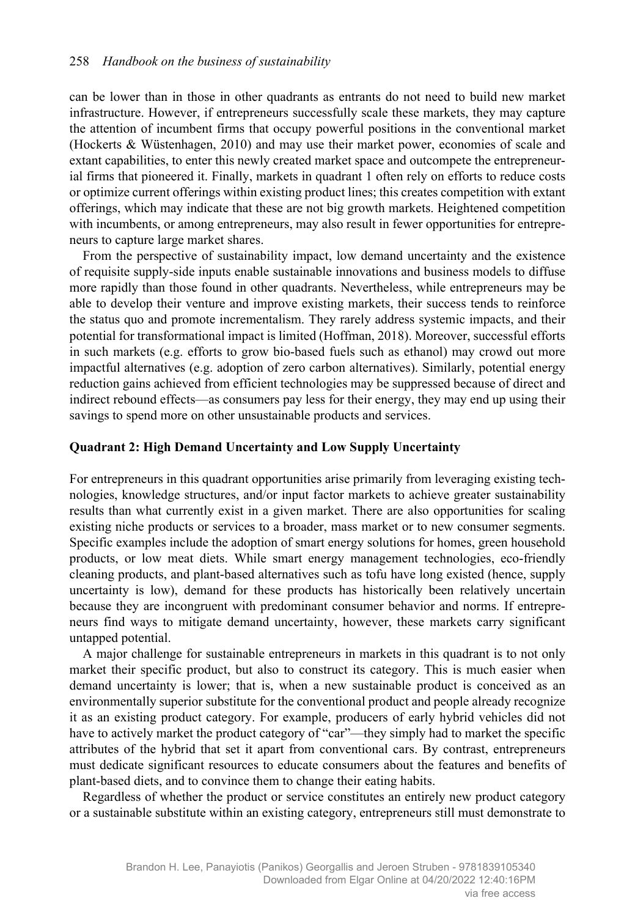can be lower than in those in other quadrants as entrants do not need to build new market infrastructure. However, if entrepreneurs successfully scale these markets, they may capture the attention of incumbent firms that occupy powerful positions in the conventional market (Hockerts & Wüstenhagen, 2010) and may use their market power, economies of scale and extant capabilities, to enter this newly created market space and outcompete the entrepreneurial firms that pioneered it. Finally, markets in quadrant 1 often rely on efforts to reduce costs or optimize current offerings within existing product lines; this creates competition with extant offerings, which may indicate that these are not big growth markets. Heightened competition with incumbents, or among entrepreneurs, may also result in fewer opportunities for entrepreneurs to capture large market shares.

From the perspective of sustainability impact, low demand uncertainty and the existence of requisite supply-side inputs enable sustainable innovations and business models to diffuse more rapidly than those found in other quadrants. Nevertheless, while entrepreneurs may be able to develop their venture and improve existing markets, their success tends to reinforce the status quo and promote incrementalism. They rarely address systemic impacts, and their potential for transformational impact is limited (Hoffman, 2018). Moreover, successful efforts in such markets (e.g. efforts to grow bio-based fuels such as ethanol) may crowd out more impactful alternatives (e.g. adoption of zero carbon alternatives). Similarly, potential energy reduction gains achieved from efficient technologies may be suppressed because of direct and indirect rebound effects—as consumers pay less for their energy, they may end up using their savings to spend more on other unsustainable products and services.

### Quadrant 2: High Demand Uncertainty and Low Supply Uncertainty

For entrepreneurs in this quadrant opportunities arise primarily from leveraging existing technologies, knowledge structures, and/or input factor markets to achieve greater sustainability results than what currently exist in a given market. There are also opportunities for scaling existing niche products or services to a broader, mass market or to new consumer segments. Specific examples include the adoption of smart energy solutions for homes, green household products, or low meat diets. While smart energy management technologies, eco-friendly cleaning products, and plant-based alternatives such as tofu have long existed (hence, supply uncertainty is low), demand for these products has historically been relatively uncertain because they are incongruent with predominant consumer behavior and norms. If entrepreneurs find ways to mitigate demand uncertainty, however, these markets carry significant untapped potential.

A major challenge for sustainable entrepreneurs in markets in this quadrant is to not only market their specific product, but also to construct its category. This is much easier when demand uncertainty is lower; that is, when a new sustainable product is conceived as an environmentally superior substitute for the conventional product and people already recognize it as an existing product category. For example, producers of early hybrid vehicles did not have to actively market the product category of "car"—they simply had to market the specific attributes of the hybrid that set it apart from conventional cars. By contrast, entrepreneurs must dedicate significant resources to educate consumers about the features and benefits of plant-based diets, and to convince them to change their eating habits.

Regardless of whether the product or service constitutes an entirely new product category or a sustainable substitute within an existing category, entrepreneurs still must demonstrate to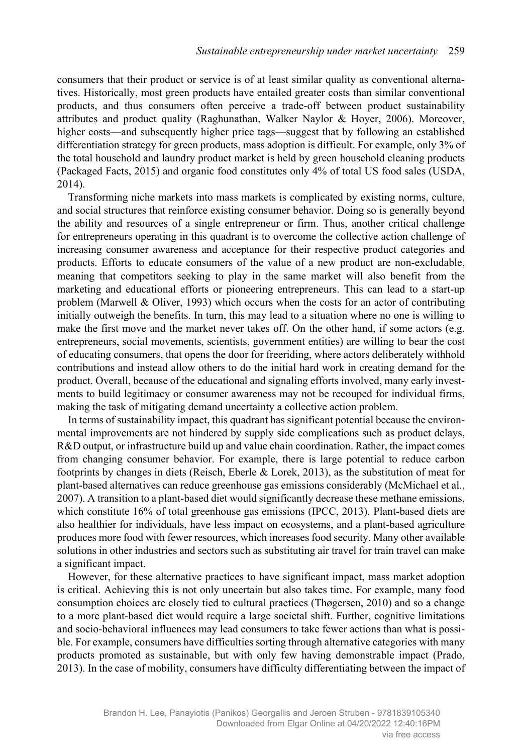consumers that their product or service is of at least similar quality as conventional alternatives. Historically, most green products have entailed greater costs than similar conventional products, and thus consumers often perceive a trade-off between product sustainability attributes and product quality (Raghunathan, Walker Naylor & Hoyer, 2006). Moreover, higher costs—and subsequently higher price tags—suggest that by following an established differentiation strategy for green products, mass adoption is difficult. For example, only 3% of the total household and laundry product market is held by green household cleaning products (Packaged Facts, 2015) and organic food constitutes only 4% of total US food sales (USDA, 2014).

Transforming niche markets into mass markets is complicated by existing norms, culture, and social structures that reinforce existing consumer behavior. Doing so is generally beyond the ability and resources of a single entrepreneur or firm. Thus, another critical challenge for entrepreneurs operating in this quadrant is to overcome the collective action challenge of increasing consumer awareness and acceptance for their respective product categories and products. Efforts to educate consumers of the value of a new product are non-excludable, meaning that competitors seeking to play in the same market will also benefit from the marketing and educational efforts or pioneering entrepreneurs. This can lead to a start-up problem (Marwell & Oliver, 1993) which occurs when the costs for an actor of contributing initially outweigh the benefits. In turn, this may lead to a situation where no one is willing to make the first move and the market never takes off. On the other hand, if some actors (e.g. entrepreneurs, social movements, scientists, government entities) are willing to bear the cost of educating consumers, that opens the door for freeriding, where actors deliberately withhold contributions and instead allow others to do the initial hard work in creating demand for the product. Overall, because of the educational and signaling efforts involved, many early investments to build legitimacy or consumer awareness may not be recouped for individual firms, making the task of mitigating demand uncertainty a collective action problem.

In terms of sustainability impact, this quadrant has significant potential because the environmental improvements are not hindered by supply side complications such as product delays, R&D output, or infrastructure build up and value chain coordination. Rather, the impact comes from changing consumer behavior. For example, there is large potential to reduce carbon footprints by changes in diets (Reisch, Eberle & Lorek, 2013), as the substitution of meat for plant-based alternatives can reduce greenhouse gas emissions considerably (McMichael et al., 2007). A transition to a plant-based diet would significantly decrease these methane emissions, which constitute 16% of total greenhouse gas emissions (IPCC, 2013). Plant-based diets are also healthier for individuals, have less impact on ecosystems, and a plant-based agriculture produces more food with fewer resources, which increases food security. Many other available solutions in other industries and sectors such as substituting air travel for train travel can make a significant impact.

However, for these alternative practices to have significant impact, mass market adoption is critical. Achieving this is not only uncertain but also takes time. For example, many food consumption choices are closely tied to cultural practices (Thøgersen, 2010) and so a change to a more plant-based diet would require a large societal shift. Further, cognitive limitations and socio-behavioral influences may lead consumers to take fewer actions than what is possible. For example, consumers have difficulties sorting through alternative categories with many products promoted as sustainable, but with only few having demonstrable impact (Prado, 2013). In the case of mobility, consumers have difficulty differentiating between the impact of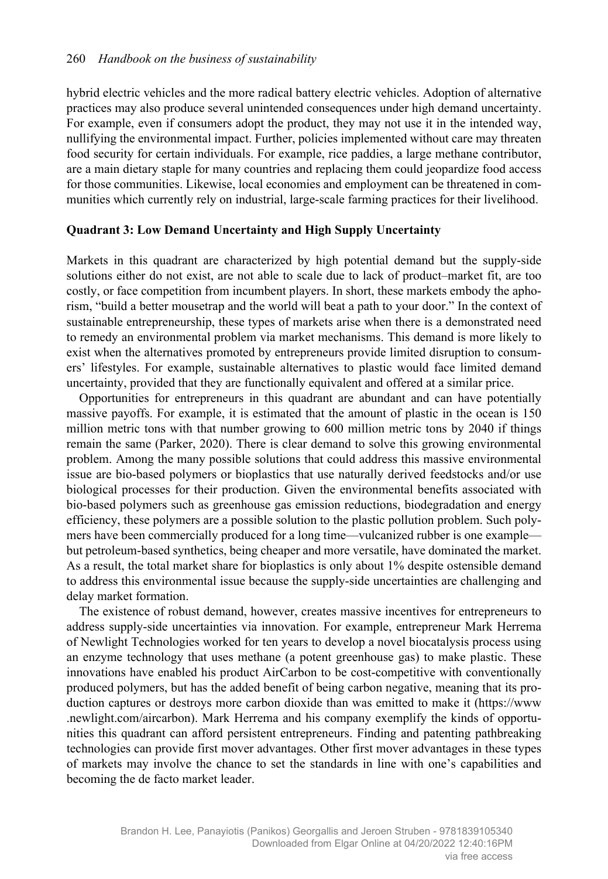hybrid electric vehicles and the more radical battery electric vehicles. Adoption of alternative practices may also produce several unintended consequences under high demand uncertainty. For example, even if consumers adopt the product, they may not use it in the intended way, nullifying the environmental impact. Further, policies implemented without care may threaten food security for certain individuals. For example, rice paddies, a large methane contributor, are a main dietary staple for many countries and replacing them could jeopardize food access for those communities. Likewise, local economies and employment can be threatened in communities which currently rely on industrial, large-scale farming practices for their livelihood.

## Quadrant 3: Low Demand Uncertainty and High Supply Uncertainty

Markets in this quadrant are characterized by high potential demand but the supply-side solutions either do not exist, are not able to scale due to lack of product–market fit, are too costly, or face competition from incumbent players. In short, these markets embody the aphorism, "build a better mousetrap and the world will beat a path to your door." In the context of sustainable entrepreneurship, these types of markets arise when there is a demonstrated need to remedy an environmental problem via market mechanisms. This demand is more likely to exist when the alternatives promoted by entrepreneurs provide limited disruption to consumers' lifestyles. For example, sustainable alternatives to plastic would face limited demand uncertainty, provided that they are functionally equivalent and offered at a similar price.

Opportunities for entrepreneurs in this quadrant are abundant and can have potentially massive payoffs. For example, it is estimated that the amount of plastic in the ocean is 150 million metric tons with that number growing to 600 million metric tons by 2040 if things remain the same (Parker, 2020). There is clear demand to solve this growing environmental problem. Among the many possible solutions that could address this massive environmental issue are bio-based polymers or bioplastics that use naturally derived feedstocks and/or use biological processes for their production. Given the environmental benefits associated with bio-based polymers such as greenhouse gas emission reductions, biodegradation and energy efficiency, these polymers are a possible solution to the plastic pollution problem. Such polymers have been commercially produced for a long time—vulcanized rubber is one example—but petroleum-based synthetics, being cheaper and more versatile, have dominated the market. As a result, the total market share for bioplastics is only about 1% despite ostensible demand to address this environmental issue because the supply-side uncertainties are challenging and delay market formation.

The existence of robust demand, however, creates massive incentives for entrepreneurs to address supply-side uncertainties via innovation. For example, entrepreneur Mark Herrema of Newlight Technologies worked for ten years to develop a novel biocatalysis process using an enzyme technology that uses methane (a potent greenhouse gas) to make plastic. These innovations have enabled his product AirCarbon to be cost-competitive with conventionally produced polymers, but has the added benefit of being carbon negative, meaning that its production captures or destroys more carbon dioxide than was emitted to make it (https://www.newlight.com/aircarbon). Mark Herrema and his company exemplify the kinds of opportunities this quadrant can afford persistent entrepreneurs. Finding and patenting pathbreaking technologies can provide first mover advantages. Other first mover advantages in these types of markets may involve the chance to set the standards in line with one's capabilities and becoming the de facto market leader.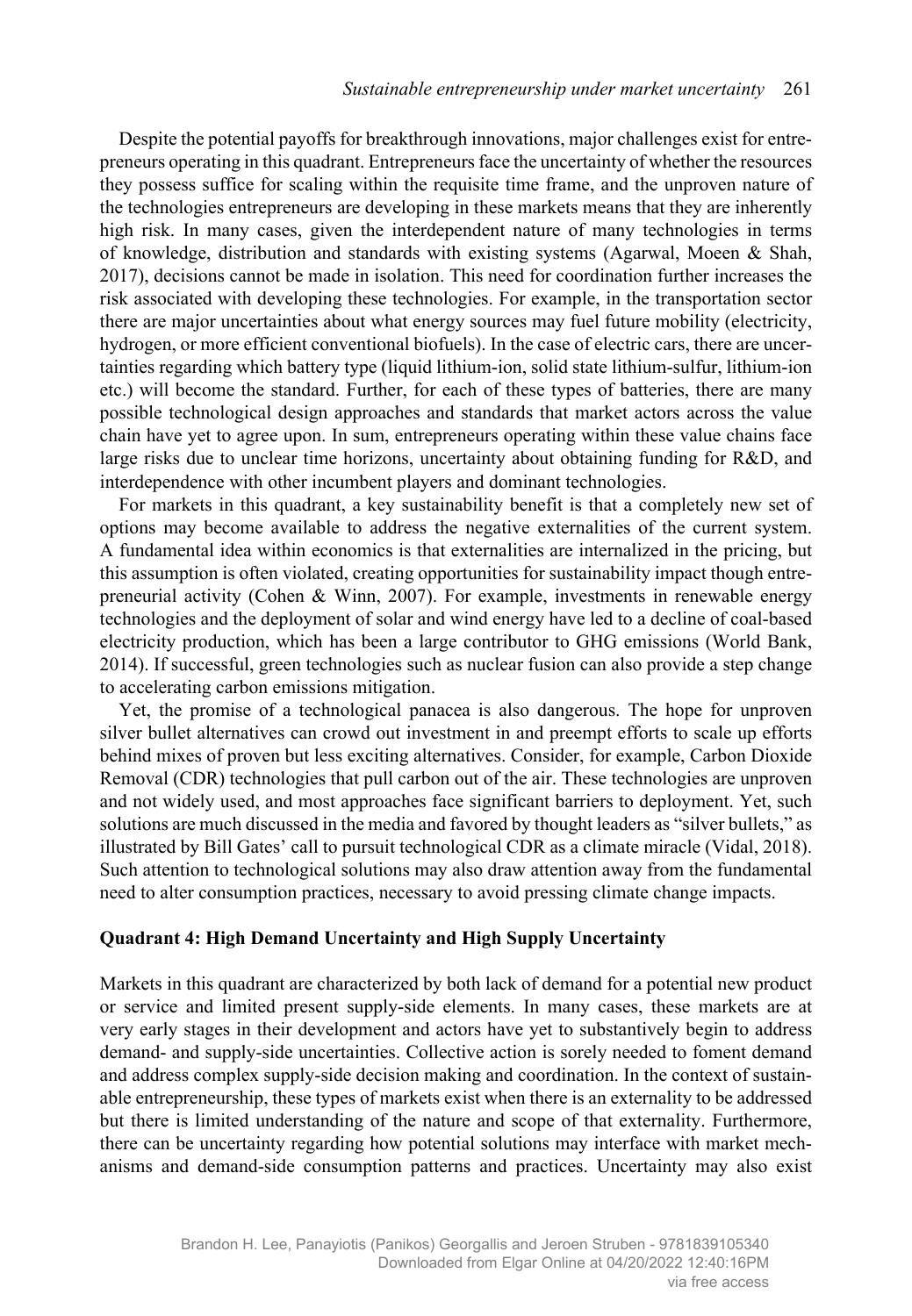Despite the potential payoffs for breakthrough innovations, major challenges exist for entrepreneurs operating in this quadrant. Entrepreneurs face the uncertainty of whether the resources they possess suffice for scaling within the requisite time frame, and the unproven nature of the technologies entrepreneurs are developing in these markets means that they are inherently high risk. In many cases, given the interdependent nature of many technologies in terms of knowledge, distribution and standards with existing systems (Agarwal, Moeen & Shah, 2017), decisions cannot be made in isolation. This need for coordination further increases the risk associated with developing these technologies. For example, in the transportation sector there are major uncertainties about what energy sources may fuel future mobility (electricity, hydrogen, or more efficient conventional biofuels). In the case of electric cars, there are uncertainties regarding which battery type (liquid lithium-ion, solid state lithium-sulfur, lithium-ion etc.) will become the standard. Further, for each of these types of batteries, there are many possible technological design approaches and standards that market actors across the value chain have yet to agree upon. In sum, entrepreneurs operating within these value chains face large risks due to unclear time horizons, uncertainty about obtaining funding for R&D, and interdependence with other incumbent players and dominant technologies.

For markets in this quadrant, a key sustainability benefit is that a completely new set of options may become available to address the negative externalities of the current system. A fundamental idea within economics is that externalities are internalized in the pricing, but this assumption is often violated, creating opportunities for sustainability impact though entrepreneurial activity (Cohen & Winn, 2007). For example, investments in renewable energy technologies and the deployment of solar and wind energy have led to a decline of coal-based electricity production, which has been a large contributor to GHG emissions (World Bank, 2014). If successful, green technologies such as nuclear fusion can also provide a step change to accelerating carbon emissions mitigation.

Yet, the promise of a technological panacea is also dangerous. The hope for unproven silver bullet alternatives can crowd out investment in and preempt efforts to scale up efforts behind mixes of proven but less exciting alternatives. Consider, for example, Carbon Dioxide Removal (CDR) technologies that pull carbon out of the air. These technologies are unproven and not widely used, and most approaches face significant barriers to deployment. Yet, such solutions are much discussed in the media and favored by thought leaders as "silver bullets," as illustrated by Bill Gates' call to pursuit technological CDR as a climate miracle (Vidal, 2018). Such attention to technological solutions may also draw attention away from the fundamental need to alter consumption practices, necessary to avoid pressing climate change impacts.

### Quadrant 4: High Demand Uncertainty and High Supply Uncertainty

Markets in this quadrant are characterized by both lack of demand for a potential new product or service and limited present supply-side elements. In many cases, these markets are at very early stages in their development and actors have yet to substantively begin to address demand- and supply-side uncertainties. Collective action is sorely needed to foment demand and address complex supply-side decision making and coordination. In the context of sustainable entrepreneurship, these types of markets exist when there is an externality to be addressed but there is limited understanding of the nature and scope of that externality. Furthermore, there can be uncertainty regarding how potential solutions may interface with market mechanisms and demand-side consumption patterns and practices. Uncertainty may also exist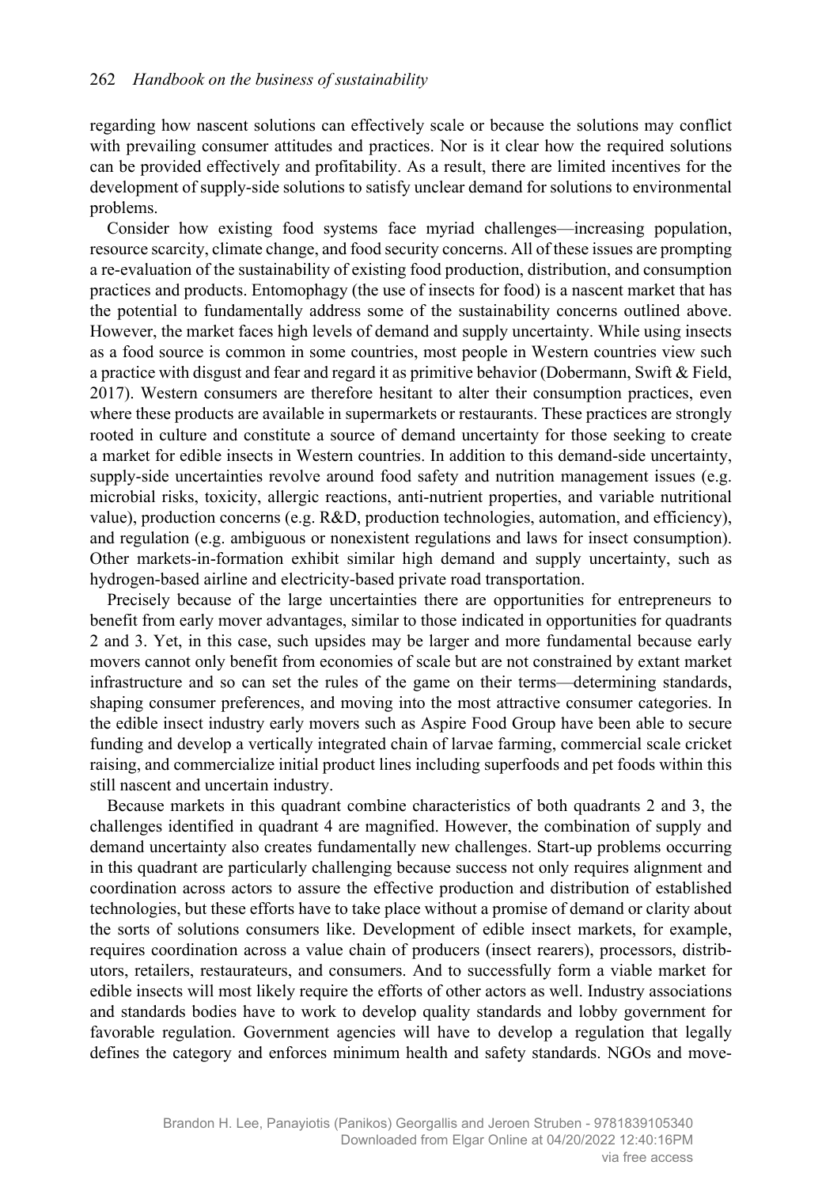regarding how nascent solutions can effectively scale or because the solutions may conflict with prevailing consumer attitudes and practices. Nor is it clear how the required solutions can be provided effectively and profitability. As a result, there are limited incentives for the development of supply-side solutions to satisfy unclear demand for solutions to environmental problems.

Consider how existing food systems face myriad challenges—increasing population, resource scarcity, climate change, and food security concerns. All of these issues are prompting a re-evaluation of the sustainability of existing food production, distribution, and consumption practices and products. Entomophagy (the use of insects for food) is a nascent market that has the potential to fundamentally address some of the sustainability concerns outlined above. However, the market faces high levels of demand and supply uncertainty. While using insects as a food source is common in some countries, most people in Western countries view such a practice with disgust and fear and regard it as primitive behavior (Dobermann, Swift & Field, 2017). Western consumers are therefore hesitant to alter their consumption practices, even where these products are available in supermarkets or restaurants. These practices are strongly rooted in culture and constitute a source of demand uncertainty for those seeking to create a market for edible insects in Western countries. In addition to this demand-side uncertainty, supply-side uncertainties revolve around food safety and nutrition management issues (e.g. microbial risks, toxicity, allergic reactions, anti-nutrient properties, and variable nutritional value), production concerns (e.g. R&D, production technologies, automation, and efficiency), and regulation (e.g. ambiguous or nonexistent regulations and laws for insect consumption). Other markets-in-formation exhibit similar high demand and supply uncertainty, such as hydrogen-based airline and electricity-based private road transportation.

Precisely because of the large uncertainties there are opportunities for entrepreneurs to benefit from early mover advantages, similar to those indicated in opportunities for quadrants 2 and 3. Yet, in this case, such upsides may be larger and more fundamental because early movers cannot only benefit from economies of scale but are not constrained by extant market infrastructure and so can set the rules of the game on their terms—determining standards, shaping consumer preferences, and moving into the most attractive consumer categories. In the edible insect industry early movers such as Aspire Food Group have been able to secure funding and develop a vertically integrated chain of larvae farming, commercial scale cricket raising, and commercialize initial product lines including superfoods and pet foods within this still nascent and uncertain industry.

Because markets in this quadrant combine characteristics of both quadrants 2 and 3, the challenges identified in quadrant 4 are magnified. However, the combination of supply and demand uncertainty also creates fundamentally new challenges. Start-up problems occurring in this quadrant are particularly challenging because success not only requires alignment and coordination across actors to assure the effective production and distribution of established technologies, but these efforts have to take place without a promise of demand or clarity about the sorts of solutions consumers like. Development of edible insect markets, for example, requires coordination across a value chain of producers (insect rearers), processors, distributors, retailers, restaurateurs, and consumers. And to successfully form a viable market for edible insects will most likely require the efforts of other actors as well. Industry associations and standards bodies have to work to develop quality standards and lobby government for favorable regulation. Government agencies will have to develop a regulation that legally defines the category and enforces minimum health and safety standards. NGOs and move-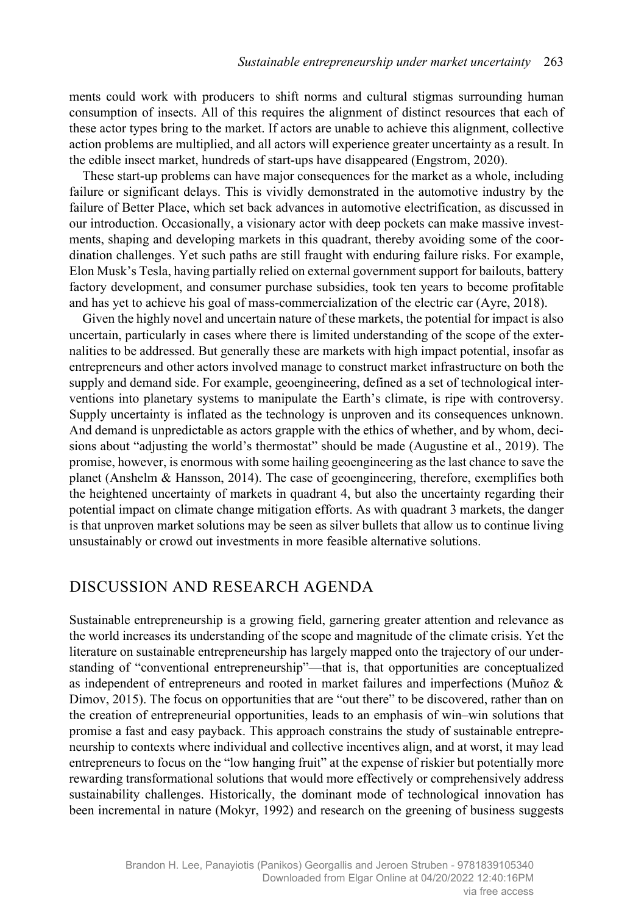ments could work with producers to shift norms and cultural stigmas surrounding human consumption of insects. All of this requires the alignment of distinct resources that each of these actor types bring to the market. If actors are unable to achieve this alignment, collective action problems are multiplied, and all actors will experience greater uncertainty as a result. In the edible insect market, hundreds of start-ups have disappeared (Engstrom, 2020).

These start-up problems can have major consequences for the market as a whole, including failure or significant delays. This is vividly demonstrated in the automotive industry by the failure of Better Place, which set back advances in automotive electrification, as discussed in our introduction. Occasionally, a visionary actor with deep pockets can make massive investments, shaping and developing markets in this quadrant, thereby avoiding some of the coordination challenges. Yet such paths are still fraught with enduring failure risks. For example, Elon Musk's Tesla, having partially relied on external government support for bailouts, battery factory development, and consumer purchase subsidies, took ten years to become profitable and has yet to achieve his goal of mass-commercialization of the electric car (Ayre, 2018).

Given the highly novel and uncertain nature of these markets, the potential for impact is also uncertain, particularly in cases where there is limited understanding of the scope of the externalities to be addressed. But generally these are markets with high impact potential, insofar as entrepreneurs and other actors involved manage to construct market infrastructure on both the supply and demand side. For example, geoengineering, defined as a set of technological interventions into planetary systems to manipulate the Earth's climate, is ripe with controversy. Supply uncertainty is inflated as the technology is unproven and its consequences unknown. And demand is unpredictable as actors grapple with the ethics of whether, and by whom, decisions about "adjusting the world's thermostat" should be made (Augustine et al., 2019). The promise, however, is enormous with some hailing geoengineering as the last chance to save the planet (Anshelm & Hansson, 2014). The case of geoengineering, therefore, exemplifies both the heightened uncertainty of markets in quadrant 4, but also the uncertainty regarding their potential impact on climate change mitigation efforts. As with quadrant 3 markets, the danger is that unproven market solutions may be seen as silver bullets that allow us to continue living unsustainably or crowd out investments in more feasible alternative solutions.

## DISCUSSION AND RESEARCH AGENDA

Sustainable entrepreneurship is a growing field, garnering greater attention and relevance as the world increases its understanding of the scope and magnitude of the climate crisis. Yet the literature on sustainable entrepreneurship has largely mapped onto the trajectory of our understanding of "conventional entrepreneurship"—that is, that opportunities are conceptualized as independent of entrepreneurs and rooted in market failures and imperfections (Muñoz & Dimov, 2015). The focus on opportunities that are "out there" to be discovered, rather than on the creation of entrepreneurial opportunities, leads to an emphasis of win–win solutions that promise a fast and easy payback. This approach constrains the study of sustainable entrepreneurship to contexts where individual and collective incentives align, and at worst, it may lead entrepreneurs to focus on the "low hanging fruit" at the expense of riskier but potentially more rewarding transformational solutions that would more effectively or comprehensively address sustainability challenges. Historically, the dominant mode of technological innovation has been incremental in nature (Mokyr, 1992) and research on the greening of business suggests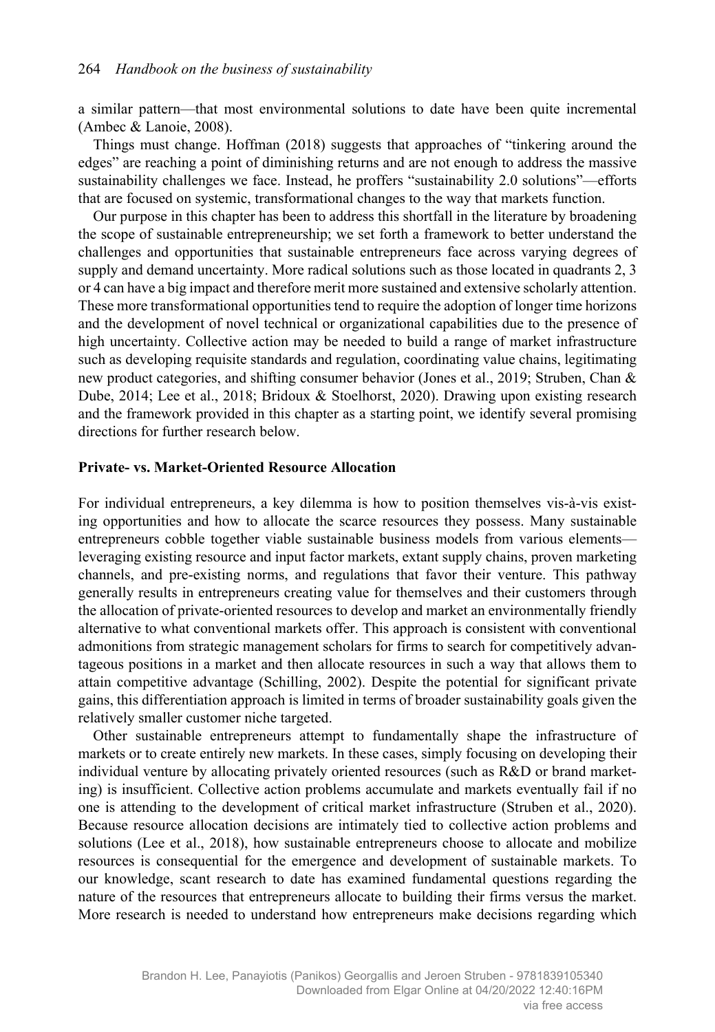a similar pattern—that most environmental solutions to date have been quite incremental (Ambec & Lanoie, 2008).

Things must change. Hoffman (2018) suggests that approaches of "tinkering around the edges" are reaching a point of diminishing returns and are not enough to address the massive sustainability challenges we face. Instead, he proffers "sustainability 2.0 solutions"—efforts that are focused on systemic, transformational changes to the way that markets function.

Our purpose in this chapter has been to address this shortfall in the literature by broadening the scope of sustainable entrepreneurship; we set forth a framework to better understand the challenges and opportunities that sustainable entrepreneurs face across varying degrees of supply and demand uncertainty. More radical solutions such as those located in quadrants 2, 3 or 4 can have a big impact and therefore merit more sustained and extensive scholarly attention. These more transformational opportunities tend to require the adoption of longer time horizons and the development of novel technical or organizational capabilities due to the presence of high uncertainty. Collective action may be needed to build a range of market infrastructure such as developing requisite standards and regulation, coordinating value chains, legitimating new product categories, and shifting consumer behavior (Jones et al., 2019; Struben, Chan & Dube, 2014; Lee et al., 2018; Bridoux & Stoelhorst, 2020). Drawing upon existing research and the framework provided in this chapter as a starting point, we identify several promising directions for further research below.

### Private- vs. Market-Oriented Resource Allocation

For individual entrepreneurs, a key dilemma is how to position themselves vis-à-vis existing opportunities and how to allocate the scarce resources they possess. Many sustainable entrepreneurs cobble together viable sustainable business models from various elements—leveraging existing resource and input factor markets, extant supply chains, proven marketing channels, and pre-existing norms, and regulations that favor their venture. This pathway generally results in entrepreneurs creating value for themselves and their customers through the allocation of private-oriented resources to develop and market an environmentally friendly alternative to what conventional markets offer. This approach is consistent with conventional admonitions from strategic management scholars for firms to search for competitively advantageous positions in a market and then allocate resources in such a way that allows them to attain competitive advantage (Schilling, 2002). Despite the potential for significant private gains, this differentiation approach is limited in terms of broader sustainability goals given the relatively smaller customer niche targeted.

Other sustainable entrepreneurs attempt to fundamentally shape the infrastructure of markets or to create entirely new markets. In these cases, simply focusing on developing their individual venture by allocating privately oriented resources (such as R&D or brand marketing) is insufficient. Collective action problems accumulate and markets eventually fail if no one is attending to the development of critical market infrastructure (Struben et al., 2020). Because resource allocation decisions are intimately tied to collective action problems and solutions (Lee et al., 2018), how sustainable entrepreneurs choose to allocate and mobilize resources is consequential for the emergence and development of sustainable markets. To our knowledge, scant research to date has examined fundamental questions regarding the nature of the resources that entrepreneurs allocate to building their firms versus the market. More research is needed to understand how entrepreneurs make decisions regarding which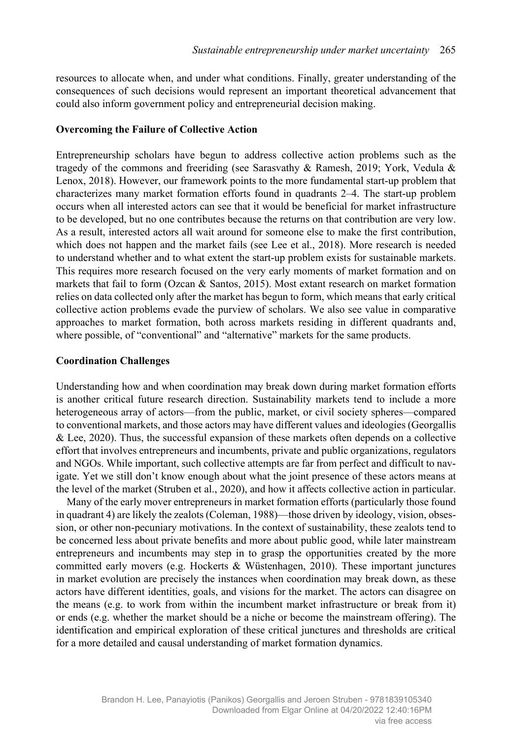resources to allocate when, and under what conditions. Finally, greater understanding of the consequences of such decisions would represent an important theoretical advancement that could also inform government policy and entrepreneurial decision making.

**Overcoming the Failure of Collective Action**

Entrepreneurship scholars have begun to address collective action problems such as the tragedy of the commons and freeriding (see Sarasvathy & Ramesh, 2019; York, Vedula & Lenox, 2018). However, our framework points to the more fundamental start-up problem that characterizes many market formation efforts found in quadrants 2–4. The start-up problem occurs when all interested actors can see that it would be beneficial for market infrastructure to be developed, but no one contributes because the returns on that contribution are very low. As a result, interested actors all wait around for someone else to make the first contribution, which does not happen and the market fails (see Lee et al., 2018). More research is needed to understand whether and to what extent the start-up problem exists for sustainable markets. This requires more research focused on the very early moments of market formation and on markets that fail to form (Ozcan & Santos, 2015). Most extant research on market formation relies on data collected only after the market has begun to form, which means that early critical collective action problems evade the purview of scholars. We also see value in comparative approaches to market formation, both across markets residing in different quadrants and, where possible, of "conventional" and "alternative" markets for the same products.

**Coordination Challenges**

Understanding how and when coordination may break down during market formation efforts is another critical future research direction. Sustainability markets tend to include a more heterogeneous array of actors—from the public, market, or civil society spheres—compared to conventional markets, and those actors may have different values and ideologies (Georgallis & Lee, 2020). Thus, the successful expansion of these markets often depends on a collective effort that involves entrepreneurs and incumbents, private and public organizations, regulators and NGOs. While important, such collective attempts are far from perfect and difficult to navigate. Yet we still don't know enough about what the joint presence of these actors means at the level of the market (Struben et al., 2020), and how it affects collective action in particular.

Many of the early mover entrepreneurs in market formation efforts (particularly those found in quadrant 4) are likely the zealots (Coleman, 1988)—those driven by ideology, vision, obsession, or other non-pecuniary motivations. In the context of sustainability, these zealots tend to be concerned less about private benefits and more about public good, while later mainstream entrepreneurs and incumbents may step in to grasp the opportunities created by the more committed early movers (e.g. Hockerts & Wüstenhagen, 2010). These important junctures in market evolution are precisely the instances when coordination may break down, as these actors have different identities, goals, and visions for the market. The actors can disagree on the means (e.g. to work from within the incumbent market infrastructure or break from it) or ends (e.g. whether the market should be a niche or become the mainstream offering). The identification and empirical exploration of these critical junctures and thresholds are critical for a more detailed and causal understanding of market formation dynamics.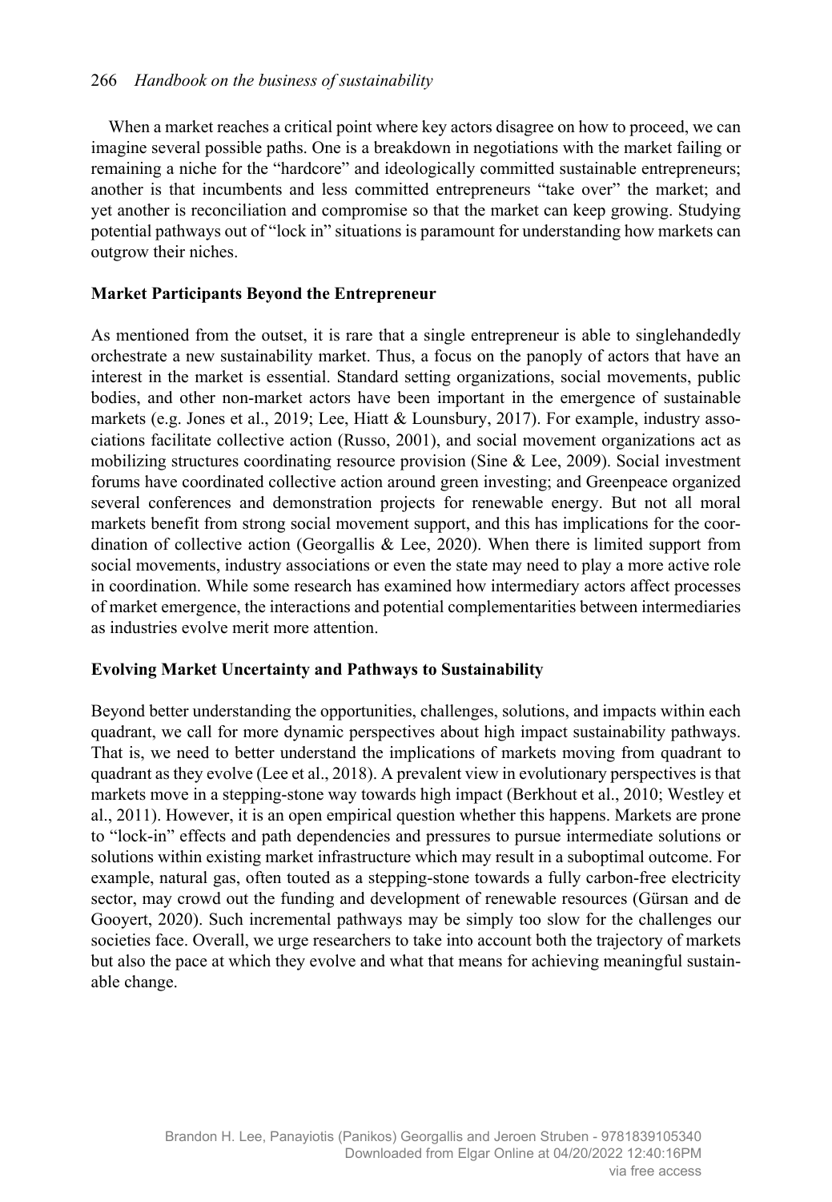When a market reaches a critical point where key actors disagree on how to proceed, we can imagine several possible paths. One is a breakdown in negotiations with the market failing or remaining a niche for the "hardcore" and ideologically committed sustainable entrepreneurs; another is that incumbents and less committed entrepreneurs "take over" the market; and yet another is reconciliation and compromise so that the market can keep growing. Studying potential pathways out of "lock in" situations is paramount for understanding how markets can outgrow their niches.

**Market Participants Beyond the Entrepreneur**

As mentioned from the outset, it is rare that a single entrepreneur is able to singlehandedly orchestrate a new sustainability market. Thus, a focus on the panoply of actors that have an interest in the market is essential. Standard setting organizations, social movements, public bodies, and other non-market actors have been important in the emergence of sustainable markets (e.g. Jones et al., 2019; Lee, Hiatt & Lounsbury, 2017). For example, industry associations facilitate collective action (Russo, 2001), and social movement organizations act as mobilizing structures coordinating resource provision (Sine & Lee, 2009). Social investment forums have coordinated collective action around green investing; and Greenpeace organized several conferences and demonstration projects for renewable energy. But not all moral markets benefit from strong social movement support, and this has implications for the coordination of collective action (Georgallis & Lee, 2020). When there is limited support from social movements, industry associations or even the state may need to play a more active role in coordination. While some research has examined how intermediary actors affect processes of market emergence, the interactions and potential complementarities between intermediaries as industries evolve merit more attention.

**Evolving Market Uncertainty and Pathways to Sustainability**

Beyond better understanding the opportunities, challenges, solutions, and impacts within each quadrant, we call for more dynamic perspectives about high impact sustainability pathways. That is, we need to better understand the implications of markets moving from quadrant to quadrant as they evolve (Lee et al., 2018). A prevalent view in evolutionary perspectives is that markets move in a stepping-stone way towards high impact (Berkhout et al., 2010; Westley et al., 2011). However, it is an open empirical question whether this happens. Markets are prone to "lock-in" effects and path dependencies and pressures to pursue intermediate solutions or solutions within existing market infrastructure which may result in a suboptimal outcome. For example, natural gas, often touted as a stepping-stone towards a fully carbon-free electricity sector, may crowd out the funding and development of renewable resources (Gürsan and de Gooyert, 2020). Such incremental pathways may be simply too slow for the challenges our societies face. Overall, we urge researchers to take into account both the trajectory of markets but also the pace at which they evolve and what that means for achieving meaningful sustainable change.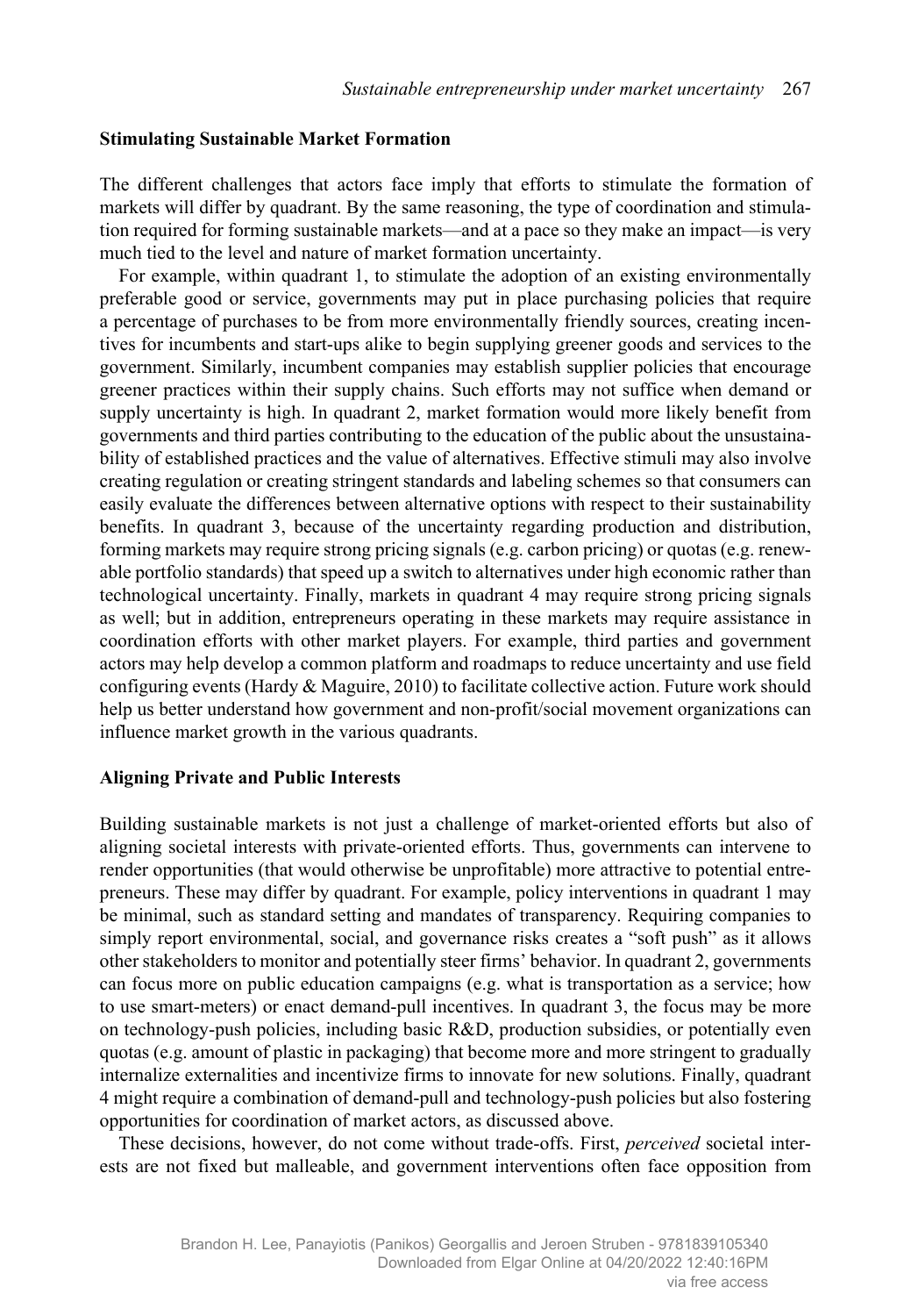### Stimulating Sustainable Market Formation

The different challenges that actors face imply that efforts to stimulate the formation of markets will differ by quadrant. By the same reasoning, the type of coordination and stimulation required for forming sustainable markets—and at a pace so they make an impact—is very much tied to the level and nature of market formation uncertainty.

For example, within quadrant 1, to stimulate the adoption of an existing environmentally preferable good or service, governments may put in place purchasing policies that require a percentage of purchases to be from more environmentally friendly sources, creating incentives for incumbents and start-ups alike to begin supplying greener goods and services to the government. Similarly, incumbent companies may establish supplier policies that encourage greener practices within their supply chains. Such efforts may not suffice when demand or supply uncertainty is high. In quadrant 2, market formation would more likely benefit from governments and third parties contributing to the education of the public about the unsustainability of established practices and the value of alternatives. Effective stimuli may also involve creating regulation or creating stringent standards and labeling schemes so that consumers can easily evaluate the differences between alternative options with respect to their sustainability benefits. In quadrant 3, because of the uncertainty regarding production and distribution, forming markets may require strong pricing signals (e.g. carbon pricing) or quotas (e.g. renewable portfolio standards) that speed up a switch to alternatives under high economic rather than technological uncertainty. Finally, markets in quadrant 4 may require strong pricing signals as well; but in addition, entrepreneurs operating in these markets may require assistance in coordination efforts with other market players. For example, third parties and government actors may help develop a common platform and roadmaps to reduce uncertainty and use field configuring events (Hardy & Maguire, 2010) to facilitate collective action. Future work should help us better understand how government and non-profit/social movement organizations can influence market growth in the various quadrants.

### Aligning Private and Public Interests

Building sustainable markets is not just a challenge of market-oriented efforts but also of aligning societal interests with private-oriented efforts. Thus, governments can intervene to render opportunities (that would otherwise be unprofitable) more attractive to potential entrepreneurs. These may differ by quadrant. For example, policy interventions in quadrant 1 may be minimal, such as standard setting and mandates of transparency. Requiring companies to simply report environmental, social, and governance risks creates a "soft push" as it allows other stakeholders to monitor and potentially steer firms' behavior. In quadrant 2, governments can focus more on public education campaigns (e.g. what is transportation as a service; how to use smart-meters) or enact demand-pull incentives. In quadrant 3, the focus may be more on technology-push policies, including basic R&D, production subsidies, or potentially even quotas (e.g. amount of plastic in packaging) that become more and more stringent to gradually internalize externalities and incentivize firms to innovate for new solutions. Finally, quadrant 4 might require a combination of demand-pull and technology-push policies but also fostering opportunities for coordination of market actors, as discussed above.

These decisions, however, do not come without trade-offs. First, *perceived* societal interests are not fixed but malleable, and government interventions often face opposition from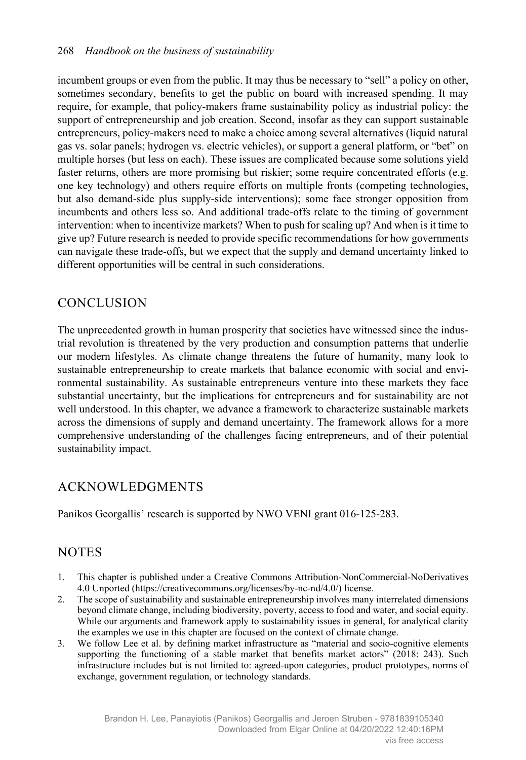incumbent groups or even from the public. It may thus be necessary to "sell" a policy on other, sometimes secondary, benefits to get the public on board with increased spending. It may require, for example, that policy-makers frame sustainability policy as industrial policy: the support of entrepreneurship and job creation. Second, insofar as they can support sustainable entrepreneurs, policy-makers need to make a choice among several alternatives (liquid natural gas vs. solar panels; hydrogen vs. electric vehicles), or support a general platform, or "bet" on multiple horses (but less on each). These issues are complicated because some solutions yield faster returns, others are more promising but riskier; some require concentrated efforts (e.g. one key technology) and others require efforts on multiple fronts (competing technologies, but also demand-side plus supply-side interventions); some face stronger opposition from incumbents and others less so. And additional trade-offs relate to the timing of government intervention: when to incentivize markets? When to push for scaling up? And when is it time to give up? Future research is needed to provide specific recommendations for how governments can navigate these trade-offs, but we expect that the supply and demand uncertainty linked to different opportunities will be central in such considerations.

## CONCLUSION

The unprecedented growth in human prosperity that societies have witnessed since the industrial revolution is threatened by the very production and consumption patterns that underlie our modern lifestyles. As climate change threatens the future of humanity, many look to sustainable entrepreneurship to create markets that balance economic with social and environmental sustainability. As sustainable entrepreneurs venture into these markets they face substantial uncertainty, but the implications for entrepreneurs and for sustainability are not well understood. In this chapter, we advance a framework to characterize sustainable markets across the dimensions of supply and demand uncertainty. The framework allows for a more comprehensive understanding of the challenges facing entrepreneurs, and of their potential sustainability impact.

## ACKNOWLEDGMENTS

Panikos Georgallis' research is supported by NWO VENI grant 016-125-283.

## NOTES

1. This chapter is published under a Creative Commons Attribution-NonCommercial-NoDerivatives 4.0 Unported (https://creativecommons.org/licenses/by-nc-nd/4.0/) license.
2. The scope of sustainability and sustainable entrepreneurship involves many interrelated dimensions beyond climate change, including biodiversity, poverty, access to food and water, and social equity. While our arguments and framework apply to sustainability issues in general, for analytical clarity the examples we use in this chapter are focused on the context of climate change.
3. We follow Lee et al. by defining market infrastructure as "material and socio-cognitive elements supporting the functioning of a stable market that benefits market actors" (2018: 243). Such infrastructure includes but is not limited to: agreed-upon categories, product prototypes, norms of exchange, government regulation, or technology standards.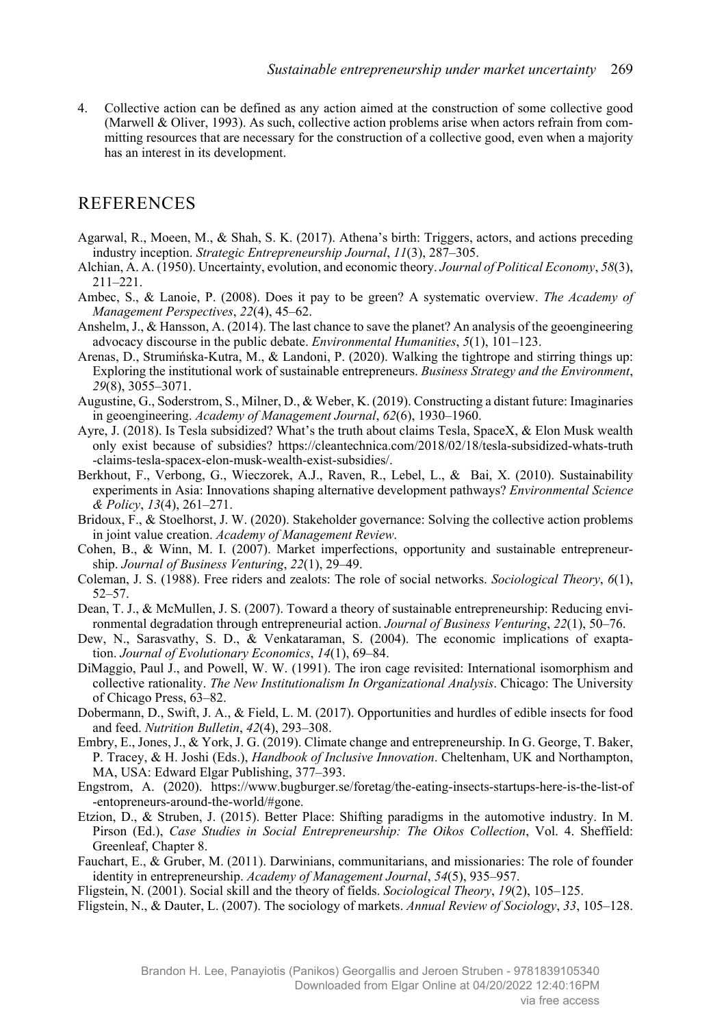4. Collective action can be defined as any action aimed at the construction of some collective good (Marwell & Oliver, 1993). As such, collective action problems arise when actors refrain from committing resources that are necessary for the construction of a collective good, even when a majority has an interest in its development.

## REFERENCES

Agarwal, R., Moeen, M., & Shah, S. K. (2017). Athena's birth: Triggers, actors, and actions preceding industry inception. *Strategic Entrepreneurship Journal*, *11*(3), 287–305.

Alchian, A. A. (1950). Uncertainty, evolution, and economic theory. *Journal of Political Economy*, *58*(3), 211–221.

Ambec, S., & Lanoie, P. (2008). Does it pay to be green? A systematic overview. *The Academy of Management Perspectives*, *22*(4), 45–62.

Anshelm, J., & Hansson, A. (2014). The last chance to save the planet? An analysis of the geoengineering advocacy discourse in the public debate. *Environmental Humanities*, *5*(1), 101–123.

Arenas, D., Strumińska-Kutra, M., & Landoni, P. (2020). Walking the tightrope and stirring things up: Exploring the institutional work of sustainable entrepreneurs. *Business Strategy and the Environment*, *29*(8), 3055–3071.

Augustine, G., Soderstrom, S., Milner, D., & Weber, K. (2019). Constructing a distant future: Imaginaries in geoengineering. *Academy of Management Journal*, *62*(6), 1930–1960.

Ayre, J. (2018). Is Tesla subsidized? What's the truth about claims Tesla, SpaceX, & Elon Musk wealth only exist because of subsidies? https://cleantechnica.com/2018/02/18/tesla-subsidized-whats-truth-claims-tesla-spacex-elon-musk-wealth-exist-subsidies/.

Berkhout, F., Verbong, G., Wieczorek, A.J., Raven, R., Lebel, L., & Bai, X. (2010). Sustainability experiments in Asia: Innovations shaping alternative development pathways? *Environmental Science & Policy*, *13*(4), 261–271.

Bridoux, F., & Stoelhorst, J. W. (2020). Stakeholder governance: Solving the collective action problems in joint value creation. *Academy of Management Review*.

Cohen, B., & Winn, M. I. (2007). Market imperfections, opportunity and sustainable entrepreneurship. *Journal of Business Venturing*, *22*(1), 29–49.

Coleman, J. S. (1988). Free riders and zealots: The role of social networks. *Sociological Theory*, *6*(1), 52–57.

Dean, T. J., & McMullen, J. S. (2007). Toward a theory of sustainable entrepreneurship: Reducing environmental degradation through entrepreneurial action. *Journal of Business Venturing*, *22*(1), 50–76.

Dew, N., Sarasvathy, S. D., & Venkataraman, S. (2004). The economic implications of exaptation. *Journal of Evolutionary Economics*, *14*(1), 69–84.

DiMaggio, Paul J., and Powell, W. W. (1991). The iron cage revisited: International isomorphism and collective rationality. *The New Institutionalism In Organizational Analysis*. Chicago: The University of Chicago Press, 63–82.

Dobermann, D., Swift, J. A., & Field, L. M. (2017). Opportunities and hurdles of edible insects for food and feed. *Nutrition Bulletin*, *42*(4), 293–308.

Embry, E., Jones, J., & York, J. G. (2019). Climate change and entrepreneurship. In G. George, T. Baker, P. Tracey, & H. Joshi (Eds.), *Handbook of Inclusive Innovation*. Cheltenham, UK and Northampton, MA, USA: Edward Elgar Publishing, 377–393.

Engstrom, A. (2020). https://www.bugburger.se/foretag/the-eating-insects-startups-here-is-the-list-of-entopreneurs-around-the-world/#gone.

Etzion, D., & Struben, J. (2015). Better Place: Shifting paradigms in the automotive industry. In M. Pirson (Ed.), *Case Studies in Social Entrepreneurship: The Oikos Collection*, Vol. 4. Sheffield: Greenleaf, Chapter 8.

Fauchart, E., & Gruber, M. (2011). Darwinians, communitarians, and missionaries: The role of founder identity in entrepreneurship. *Academy of Management Journal*, *54*(5), 935–957.

Fligstein, N. (2001). Social skill and the theory of fields. *Sociological Theory*, *19*(2), 105–125.

Fligstein, N., & Dauter, L. (2007). The sociology of markets. *Annual Review of Sociology*, *33*, 105–128.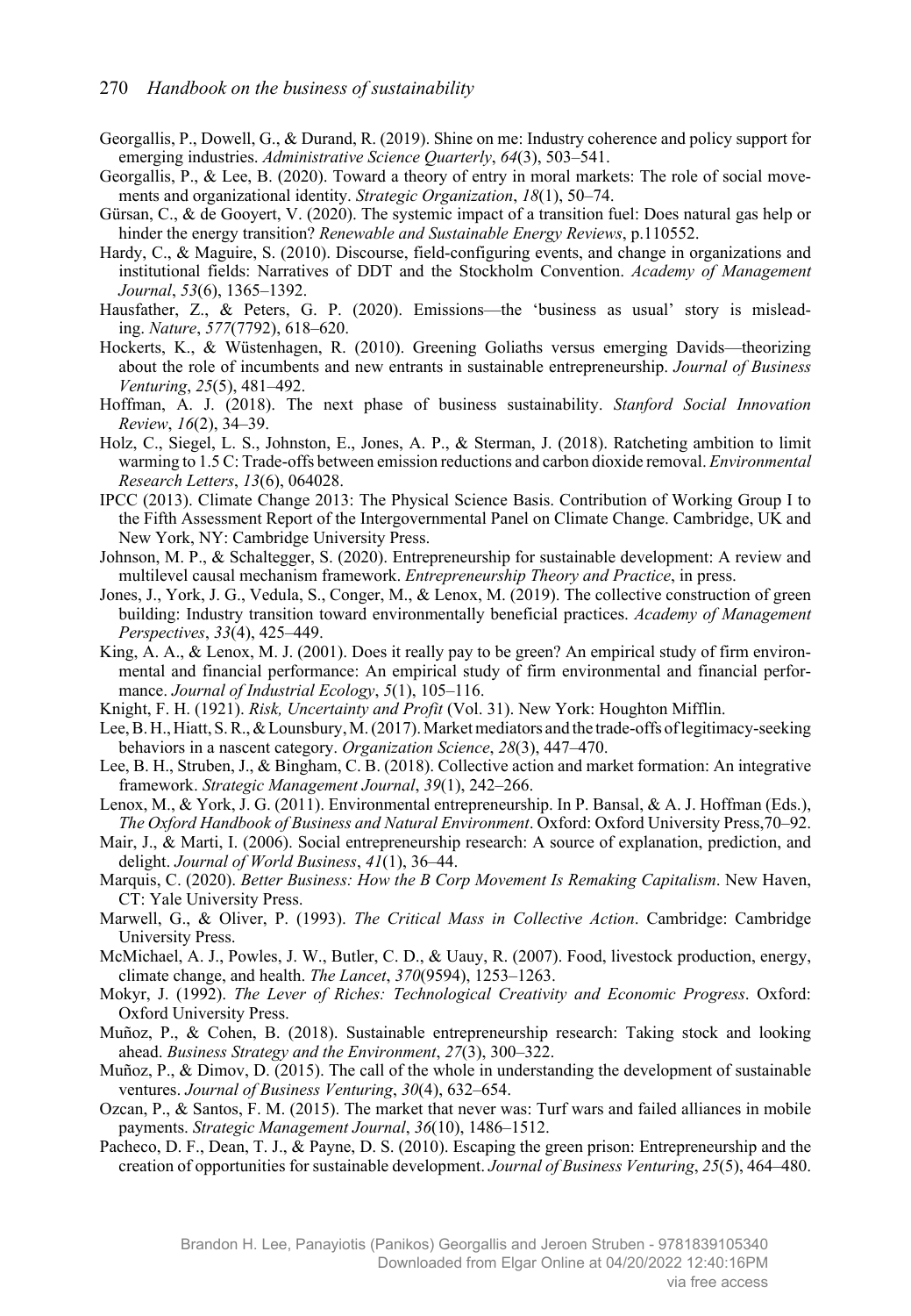Georgallis, P., Dowell, G., & Durand, R. (2019). Shine on me: Industry coherence and policy support for emerging industries. *Administrative Science Quarterly*, *64*(3), 503–541.

Georgallis, P., & Lee, B. (2020). Toward a theory of entry in moral markets: The role of social movements and organizational identity. *Strategic Organization*, *18*(1), 50–74.

Gürsan, C., & de Gooyert, V. (2020). The systemic impact of a transition fuel: Does natural gas help or hinder the energy transition? *Renewable and Sustainable Energy Reviews*, p.110552.

Hardy, C., & Maguire, S. (2010). Discourse, field-configuring events, and change in organizations and institutional fields: Narratives of DDT and the Stockholm Convention. *Academy of Management Journal*, *53*(6), 1365–1392.

Hausfather, Z., & Peters, G. P. (2020). Emissions—the 'business as usual' story is misleading. *Nature*, *577*(7792), 618–620.

Hockerts, K., & Wüstenhagen, R. (2010). Greening Goliaths versus emerging Davids—theorizing about the role of incumbents and new entrants in sustainable entrepreneurship. *Journal of Business Venturing*, *25*(5), 481–492.

Hoffman, A. J. (2018). The next phase of business sustainability. *Stanford Social Innovation Review*, *16*(2), 34–39.

Holz, C., Siegel, L. S., Johnston, E., Jones, A. P., & Sterman, J. (2018). Ratcheting ambition to limit warming to 1.5 C: Trade-offs between emission reductions and carbon dioxide removal. *Environmental Research Letters*, *13*(6), 064028.

IPCC (2013). Climate Change 2013: The Physical Science Basis. Contribution of Working Group I to the Fifth Assessment Report of the Intergovernmental Panel on Climate Change. Cambridge, UK and New York, NY: Cambridge University Press.

Johnson, M. P., & Schaltegger, S. (2020). Entrepreneurship for sustainable development: A review and multilevel causal mechanism framework. *Entrepreneurship Theory and Practice*, in press.

Jones, J., York, J. G., Vedula, S., Conger, M., & Lenox, M. (2019). The collective construction of green building: Industry transition toward environmentally beneficial practices. *Academy of Management Perspectives*, *33*(4), 425–449.

King, A. A., & Lenox, M. J. (2001). Does it really pay to be green? An empirical study of firm environmental and financial performance: An empirical study of firm environmental and financial performance. *Journal of Industrial Ecology*, *5*(1), 105–116.

Knight, F. H. (1921). *Risk, Uncertainty and Profit* (Vol. 31). New York: Houghton Mifflin.

Lee, B. H., Hiatt, S. R., & Lounsbury, M. (2017). Market mediators and the trade-offs of legitimacy-seeking behaviors in a nascent category. *Organization Science*, *28*(3), 447–470.

Lee, B. H., Struben, J., & Bingham, C. B. (2018). Collective action and market formation: An integrative framework. *Strategic Management Journal*, *39*(1), 242–266.

Lenox, M., & York, J. G. (2011). Environmental entrepreneurship. In P. Bansal, & A. J. Hoffman (Eds.), *The Oxford Handbook of Business and Natural Environment*. Oxford: Oxford University Press,70–92.

Mair, J., & Marti, I. (2006). Social entrepreneurship research: A source of explanation, prediction, and delight. *Journal of World Business*, *41*(1), 36–44.

Marquis, C. (2020). *Better Business: How the B Corp Movement Is Remaking Capitalism*. New Haven, CT: Yale University Press.

Marwell, G., & Oliver, P. (1993). *The Critical Mass in Collective Action*. Cambridge: Cambridge University Press.

McMichael, A. J., Powles, J. W., Butler, C. D., & Uauy, R. (2007). Food, livestock production, energy, climate change, and health. *The Lancet*, *370*(9594), 1253–1263.

Mokyr, J. (1992). *The Lever of Riches: Technological Creativity and Economic Progress*. Oxford: Oxford University Press.

Muñoz, P., & Cohen, B. (2018). Sustainable entrepreneurship research: Taking stock and looking ahead. *Business Strategy and the Environment*, *27*(3), 300–322.

Muñoz, P., & Dimov, D. (2015). The call of the whole in understanding the development of sustainable ventures. *Journal of Business Venturing*, *30*(4), 632–654.

Ozcan, P., & Santos, F. M. (2015). The market that never was: Turf wars and failed alliances in mobile payments. *Strategic Management Journal*, *36*(10), 1486–1512.

Pacheco, D. F., Dean, T. J., & Payne, D. S. (2010). Escaping the green prison: Entrepreneurship and the creation of opportunities for sustainable development. *Journal of Business Venturing*, *25*(5), 464–480.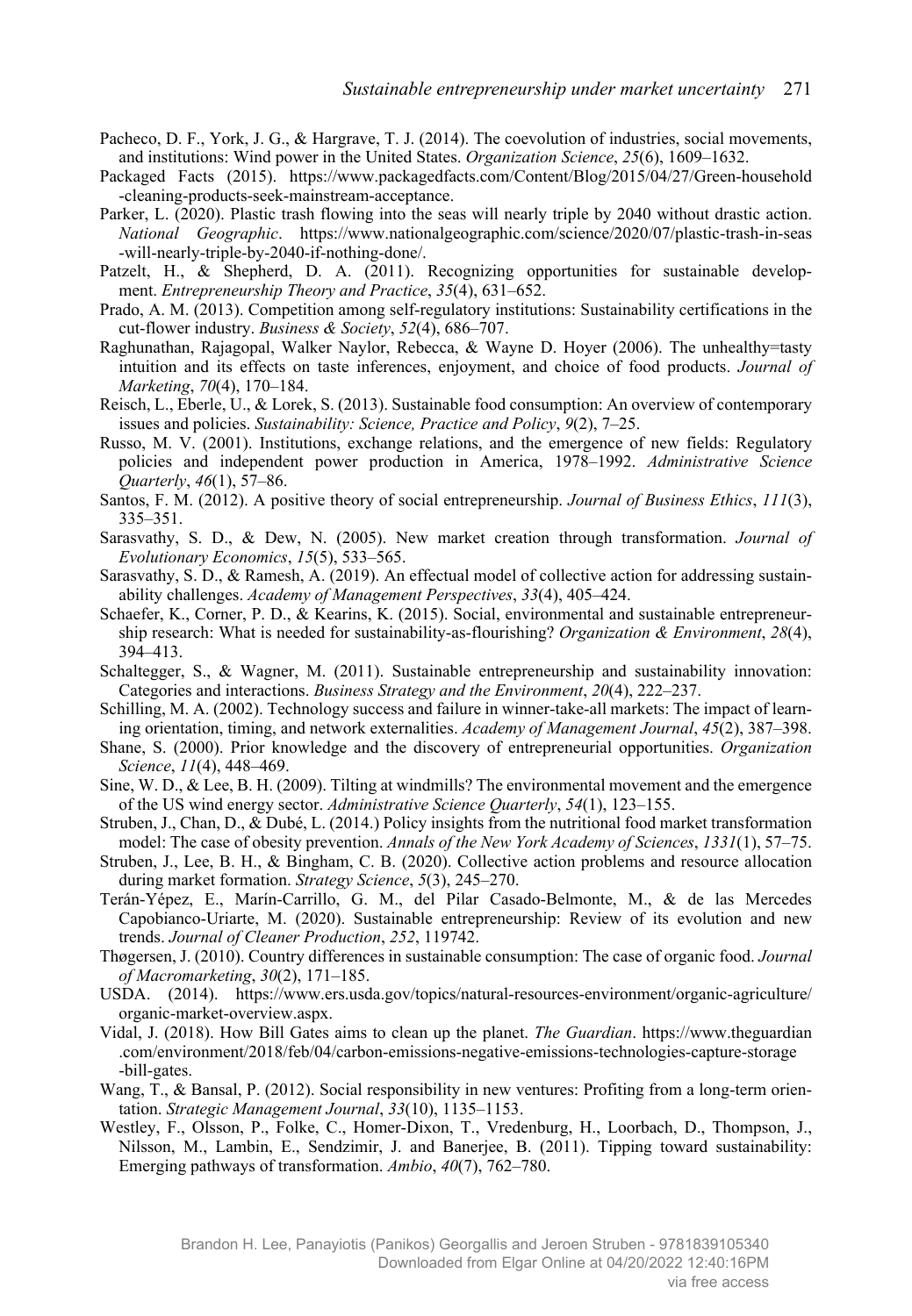Pacheco, D. F., York, J. G., & Hargrave, T. J. (2014). The coevolution of industries, social movements, and institutions: Wind power in the United States. *Organization Science*, *25*(6), 1609–1632.

Packaged Facts (2015). https://www.packagedfacts.com/Content/Blog/2015/04/27/Green-household-cleaning-products-seek-mainstream-acceptance.

Parker, L. (2020). Plastic trash flowing into the seas will nearly triple by 2040 without drastic action. *National Geographic*. https://www.nationalgeographic.com/science/2020/07/plastic-trash-in-seas-will-nearly-triple-by-2040-if-nothing-done/.

Patzelt, H., & Shepherd, D. A. (2011). Recognizing opportunities for sustainable development. *Entrepreneurship Theory and Practice*, *35*(4), 631–652.

Prado, A. M. (2013). Competition among self-regulatory institutions: Sustainability certifications in the cut-flower industry. *Business & Society*, *52*(4), 686–707.

Raghunathan, Rajagopal, Walker Naylor, Rebecca, & Wayne D. Hoyer (2006). The unhealthy=tasty intuition and its effects on taste inferences, enjoyment, and choice of food products. *Journal of Marketing*, *70*(4), 170–184.

Reisch, L., Eberle, U., & Lorek, S. (2013). Sustainable food consumption: An overview of contemporary issues and policies. *Sustainability: Science, Practice and Policy*, *9*(2), 7–25.

Russo, M. V. (2001). Institutions, exchange relations, and the emergence of new fields: Regulatory policies and independent power production in America, 1978–1992. *Administrative Science Quarterly*, *46*(1), 57–86.

Santos, F. M. (2012). A positive theory of social entrepreneurship. *Journal of Business Ethics*, *111*(3), 335–351.

Sarasvathy, S. D., & Dew, N. (2005). New market creation through transformation. *Journal of Evolutionary Economics*, *15*(5), 533–565.

Sarasvathy, S. D., & Ramesh, A. (2019). An effectual model of collective action for addressing sustainability challenges. *Academy of Management Perspectives*, *33*(4), 405–424.

Schaefer, K., Corner, P. D., & Kearins, K. (2015). Social, environmental and sustainable entrepreneurship research: What is needed for sustainability-as-flourishing? *Organization & Environment*, *28*(4), 394–413.

Schaltegger, S., & Wagner, M. (2011). Sustainable entrepreneurship and sustainability innovation: Categories and interactions. *Business Strategy and the Environment*, *20*(4), 222–237.

Schilling, M. A. (2002). Technology success and failure in winner-take-all markets: The impact of learning orientation, timing, and network externalities. *Academy of Management Journal*, *45*(2), 387–398.

Shane, S. (2000). Prior knowledge and the discovery of entrepreneurial opportunities. *Organization Science*, *11*(4), 448–469.

Sine, W. D., & Lee, B. H. (2009). Tilting at windmills? The environmental movement and the emergence of the US wind energy sector. *Administrative Science Quarterly*, *54*(1), 123–155.

Struben, J., Chan, D., & Dubé, L. (2014.) Policy insights from the nutritional food market transformation model: The case of obesity prevention. *Annals of the New York Academy of Sciences*, *1331*(1), 57–75.

Struben, J., Lee, B. H., & Bingham, C. B. (2020). Collective action problems and resource allocation during market formation. *Strategy Science*, *5*(3), 245–270.

Terán-Yépez, E., Marín-Carrillo, G. M., del Pilar Casado-Belmonte, M., & de las Mercedes Capobianco-Uriarte, M. (2020). Sustainable entrepreneurship: Review of its evolution and new trends. *Journal of Cleaner Production*, *252*, 119742.

Thøgersen, J. (2010). Country differences in sustainable consumption: The case of organic food. *Journal of Macromarketing*, *30*(2), 171–185.

USDA. (2014). https://www.ers.usda.gov/topics/natural-resources-environment/organic-agriculture/organic-market-overview.aspx.

Vidal, J. (2018). How Bill Gates aims to clean up the planet. *The Guardian*. https://www.theguardian.com/environment/2018/feb/04/carbon-emissions-negative-emissions-technologies-capture-storage-bill-gates.

Wang, T., & Bansal, P. (2012). Social responsibility in new ventures: Profiting from a long-term orientation. *Strategic Management Journal*, *33*(10), 1135–1153.

Westley, F., Olsson, P., Folke, C., Homer-Dixon, T., Vredenburg, H., Loorbach, D., Thompson, J., Nilsson, M., Lambin, E., Sendzimir, J. and Banerjee, B. (2011). Tipping toward sustainability: Emerging pathways of transformation. *Ambio*, *40*(7), 762–780.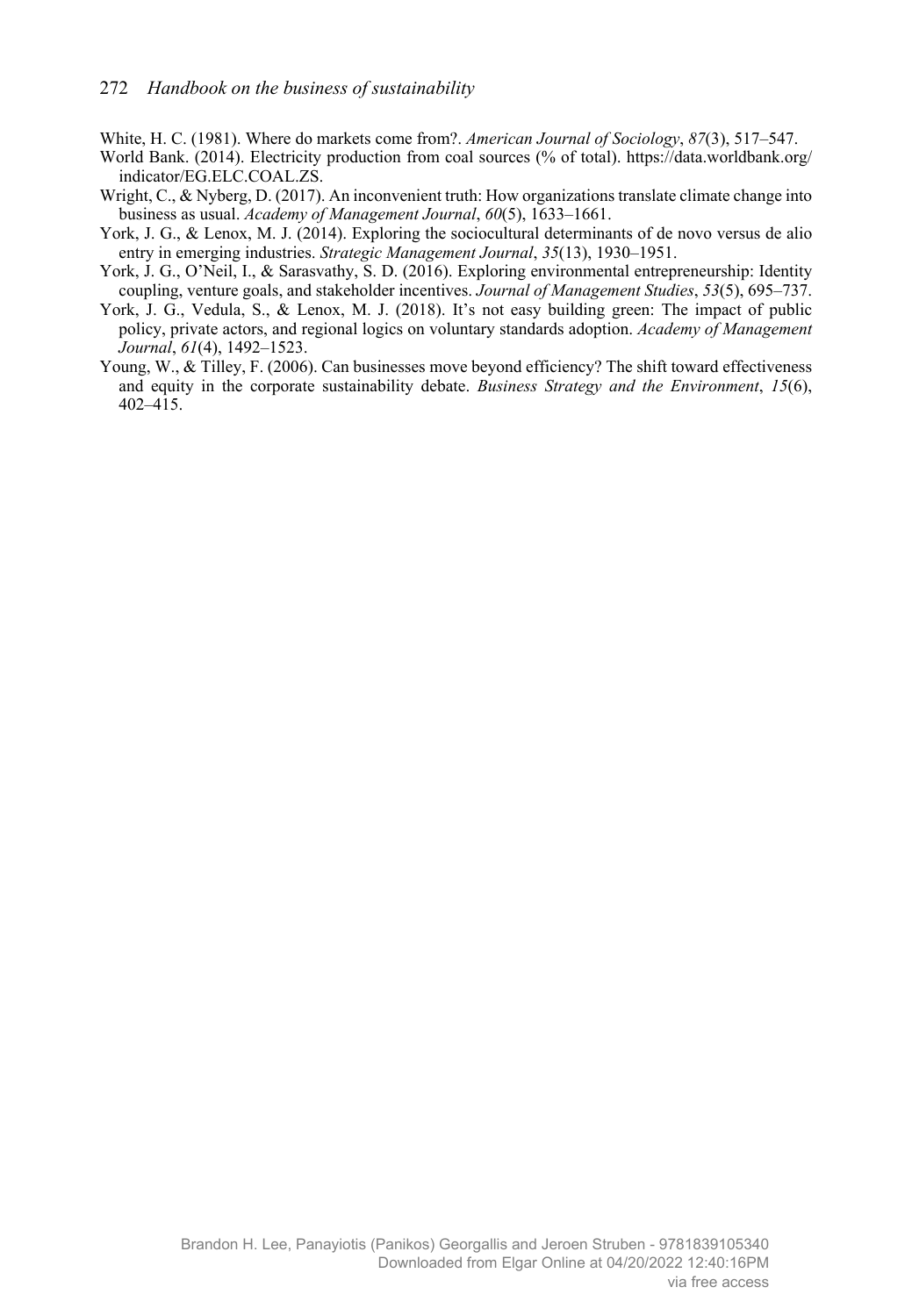White, H. C. (1981). Where do markets come from?. *American Journal of Sociology*, *87*(3), 517–547.

World Bank. (2014). Electricity production from coal sources (% of total). https://data.worldbank.org/indicator/EG.ELC.COAL.ZS.

Wright, C., & Nyberg, D. (2017). An inconvenient truth: How organizations translate climate change into business as usual. *Academy of Management Journal*, *60*(5), 1633–1661.

York, J. G., & Lenox, M. J. (2014). Exploring the sociocultural determinants of de novo versus de alio entry in emerging industries. *Strategic Management Journal*, *35*(13), 1930–1951.

York, J. G., O'Neil, I., & Sarasvathy, S. D. (2016). Exploring environmental entrepreneurship: Identity coupling, venture goals, and stakeholder incentives. *Journal of Management Studies*, *53*(5), 695–737.

York, J. G., Vedula, S., & Lenox, M. J. (2018). It's not easy building green: The impact of public policy, private actors, and regional logics on voluntary standards adoption. *Academy of Management Journal*, *61*(4), 1492–1523.

Young, W., & Tilley, F. (2006). Can businesses move beyond efficiency? The shift toward effectiveness and equity in the corporate sustainability debate. *Business Strategy and the Environment*, *15*(6), 402–415.